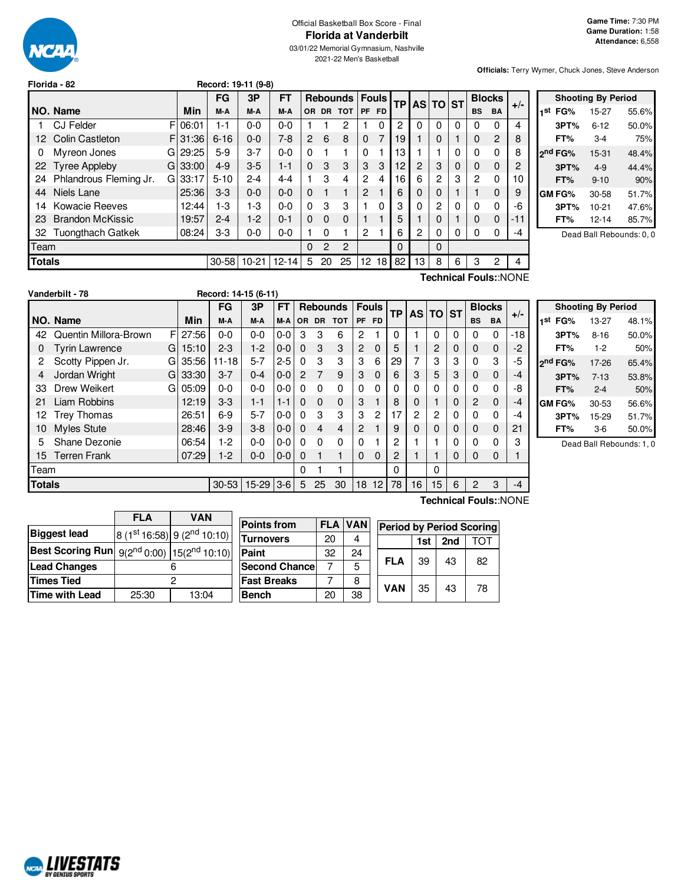Official Basketball Box Score - Final

# Florida at Vanderbilt

03/01/22 Memorial Gymnasium, Nashville

2021-22 Men's Basketball

**Game Time:** 7:30 PM
**Game Duration:** 1:58
**Attendance:** 6,558

**Officials:** Terry Wymer, Chuck Jones, Steve Anderson

**Florida - 82** Record: 19-11 (9-8)

| NO. | Name | | Min | FG M-A | 3P M-A | FT M-A | OR | DR | TOT | PF | FD | TP | AS | TO | ST | BS | BA | +/- |
|---|---|---|---|---|---|---|---|---|---|---|---|---|---|---|---|---|---|---|
| 1 | CJ Felder | F | 06:01 | 1-1 | 0-0 | 0-0 | 1 | 1 | 2 | 1 | 0 | 2 | 0 | 0 | 0 | 0 | 0 | 4 |
| 12 | Colin Castleton | F | 31:36 | 6-16 | 0-0 | 7-8 | 2 | 6 | 8 | 0 | 7 | 19 | 1 | 0 | 1 | 0 | 2 | 8 |
| 0 | Myreon Jones | G | 29:25 | 5-9 | 3-7 | 0-0 | 0 | 1 | 1 | 0 | 1 | 13 | 1 | 1 | 0 | 0 | 0 | 8 |
| 22 | Tyree Appleby | G | 33:00 | 4-9 | 3-5 | 1-1 | 0 | 3 | 3 | 3 | 3 | 12 | 2 | 3 | 0 | 0 | 0 | 2 |
| 24 | Phlandrous Fleming Jr. | G | 33:17 | 5-10 | 2-4 | 4-4 | 1 | 3 | 4 | 2 | 4 | 16 | 6 | 2 | 3 | 2 | 0 | 10 |
| 44 | Niels Lane | | 25:36 | 3-3 | 0-0 | 0-0 | 0 | 1 | 1 | 2 | 1 | 6 | 0 | 0 | 1 | 1 | 0 | 9 |
| 14 | Kowacie Reeves | | 12:44 | 1-3 | 1-3 | 0-0 | 0 | 3 | 3 | 1 | 0 | 3 | 0 | 2 | 0 | 0 | 0 | -6 |
| 23 | Brandon McKissic | | 19:57 | 2-4 | 1-2 | 0-1 | 0 | 0 | 0 | 1 | 1 | 5 | 1 | 0 | 1 | 0 | 0 | -11 |
| 32 | Tuongthach Gatkek | | 08:24 | 3-3 | 0-0 | 0-0 | 1 | 0 | 1 | 2 | 1 | 6 | 2 | 0 | 0 | 0 | 0 | -4 |
| | Team | | | | | | 0 | 2 | 2 | | | 0 | | 0 | | | | |
| | **Totals** | | | 30-58 | 10-21 | 12-14 | 5 | 20 | 25 | 12 | 18 | 82 | 13 | 8 | 6 | 3 | 2 | 4 |

Technical Fouls::NONE

| Shooting By Period | | |
|---|---|---|
| 1st FG% | 15-27 | 55.6% |
| 3PT% | 6-12 | 50.0% |
| FT% | 3-4 | 75% |
| 2nd FG% | 15-31 | 48.4% |
| 3PT% | 4-9 | 44.4% |
| FT% | 9-10 | 90% |
| GM FG% | 30-58 | 51.7% |
| 3PT% | 10-21 | 47.6% |
| FT% | 12-14 | 85.7% |

Dead Ball Rebounds: 0, 0

**Vanderbilt - 78** Record: 14-15 (6-11)

| NO. | Name | | Min | FG M-A | 3P M-A | FT M-A | OR | DR | TOT | PF | FD | TP | AS | TO | ST | BS | BA | +/- |
|---|---|---|---|---|---|---|---|---|---|---|---|---|---|---|---|---|---|---|
| 42 | Quentin Millora-Brown | F | 27:56 | 0-0 | 0-0 | 0-0 | 3 | 3 | 6 | 2 | 1 | 0 | 1 | 0 | 0 | 0 | 0 | -18 |
| 0 | Tyrin Lawrence | G | 15:10 | 2-3 | 1-2 | 0-0 | 0 | 3 | 3 | 2 | 0 | 5 | 1 | 2 | 0 | 0 | 0 | -2 |
| 2 | Scotty Pippen Jr. | G | 35:56 | 11-18 | 5-7 | 2-5 | 0 | 3 | 3 | 3 | 6 | 29 | 7 | 3 | 3 | 0 | 3 | -5 |
| 4 | Jordan Wright | G | 33:30 | 3-7 | 0-4 | 0-0 | 2 | 7 | 9 | 3 | 0 | 6 | 3 | 5 | 3 | 0 | 0 | -4 |
| 33 | Drew Weikert | G | 05:09 | 0-0 | 0-0 | 0-0 | 0 | 0 | 0 | 0 | 0 | 0 | 0 | 0 | 0 | 0 | 0 | -8 |
| 21 | Liam Robbins | | 12:19 | 3-3 | 1-1 | 1-1 | 0 | 0 | 0 | 3 | 1 | 8 | 0 | 1 | 0 | 2 | 0 | -4 |
| 12 | Trey Thomas | | 26:51 | 6-9 | 5-7 | 0-0 | 0 | 3 | 3 | 3 | 2 | 17 | 2 | 2 | 0 | 0 | 0 | -4 |
| 10 | Myles Stute | | 28:46 | 3-9 | 3-8 | 0-0 | 0 | 4 | 4 | 2 | 1 | 9 | 0 | 0 | 0 | 0 | 0 | 21 |
| 5 | Shane Dezonie | | 06:54 | 1-2 | 0-0 | 0-0 | 0 | 0 | 0 | 0 | 1 | 2 | 1 | 1 | 0 | 0 | 0 | 3 |
| 15 | Terren Frank | | 07:29 | 1-2 | 0-0 | 0-0 | 0 | 1 | 1 | 0 | 0 | 2 | 1 | 1 | 0 | 0 | 0 | 1 |
| | Team | | | | | | 0 | 1 | 1 | | | 0 | | 0 | | | | |
| | **Totals** | | | 30-53 | 15-29 | 3-6 | 5 | 25 | 30 | 18 | 12 | 78 | 16 | 15 | 6 | 2 | 3 | -4 |

Technical Fouls::NONE

| Shooting By Period | | |
|---|---|---|
| 1st FG% | 13-27 | 48.1% |
| 3PT% | 8-16 | 50.0% |
| FT% | 1-2 | 50% |
| 2nd FG% | 17-26 | 65.4% |
| 3PT% | 7-13 | 53.8% |
| FT% | 2-4 | 50% |
| GM FG% | 30-53 | 56.6% |
| 3PT% | 15-29 | 51.7% |
| FT% | 3-6 | 50.0% |

Dead Ball Rebounds: 1, 0

| | FLA | VAN |
|---|---|---|
| Biggest lead | 8 (1st 16:58) | 9 (2nd 10:10) |
| Best Scoring Run | 9(2nd 0:00) | 15(2nd 10:10) |
| Lead Changes | 6 | |
| Times Tied | 2 | |
| Time with Lead | 25:30 | 13:04 |

| Points from | FLA | VAN |
|---|---|---|
| Turnovers | 20 | 4 |
| Paint | 32 | 24 |
| Second Chance | 7 | 5 |
| Fast Breaks | 7 | 8 |
| Bench | 20 | 38 |

| Period by Period Scoring | 1st | 2nd | TOT |
|---|---|---|---|
| FLA | 39 | 43 | 82 |
| VAN | 35 | 43 | 78 |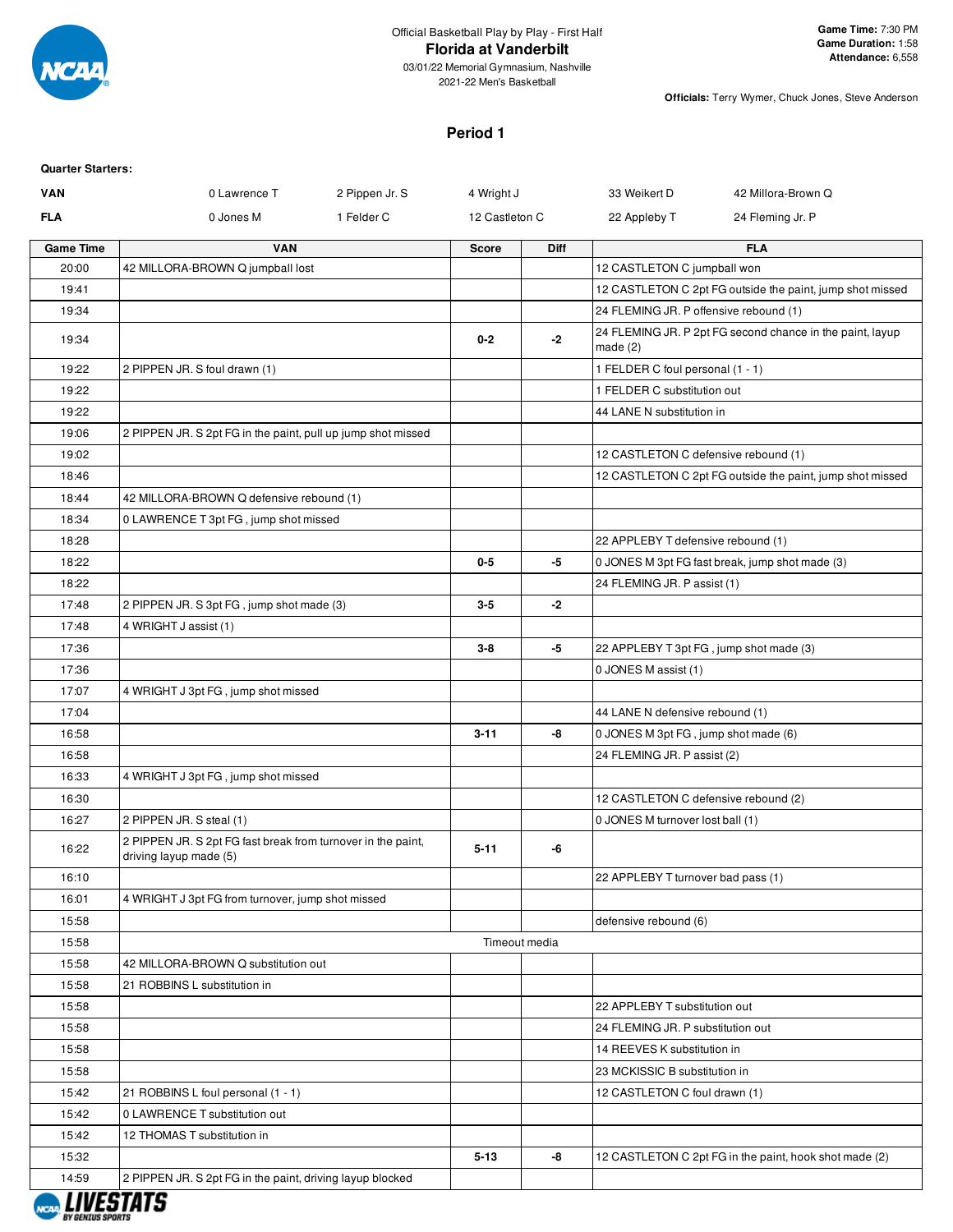Official Basketball Play by Play - First Half

# Florida at Vanderbilt

03/01/22 Memorial Gymnasium, Nashville
2021-22 Men's Basketball

**Game Time:** 7:30 PM
**Game Duration:** 1:58
**Attendance:** 6,558

**Officials:** Terry Wymer, Chuck Jones, Steve Anderson

## Period 1

**Quarter Starters:**

| | | | | | |
|---|---|---|---|---|---|
| **VAN** | 0 Lawrence T | 2 Pippen Jr. S | 4 Wright J | 33 Weikert D | 42 Millora-Brown Q |
| **FLA** | 0 Jones M | 1 Felder C | 12 Castleton C | 22 Appleby T | 24 Fleming Jr. P |

| Game Time | VAN | Score | Diff | FLA |
|---|---|---|---|---|
| 20:00 | 42 MILLORA-BROWN Q jumpball lost | | | 12 CASTLETON C jumpball won |
| 19:41 | | | | 12 CASTLETON C 2pt FG outside the paint, jump shot missed |
| 19:34 | | | | 24 FLEMING JR. P offensive rebound (1) |
| 19:34 | | 0-2 | -2 | 24 FLEMING JR. P 2pt FG second chance in the paint, layup made (2) |
| 19:22 | 2 PIPPEN JR. S foul drawn (1) | | | 1 FELDER C foul personal (1 - 1) |
| 19:22 | | | | 1 FELDER C substitution out |
| 19:22 | | | | 44 LANE N substitution in |
| 19:06 | 2 PIPPEN JR. S 2pt FG in the paint, pull up jump shot missed | | | |
| 19:02 | | | | 12 CASTLETON C defensive rebound (1) |
| 18:46 | | | | 12 CASTLETON C 2pt FG outside the paint, jump shot missed |
| 18:44 | 42 MILLORA-BROWN Q defensive rebound (1) | | | |
| 18:34 | 0 LAWRENCE T 3pt FG , jump shot missed | | | |
| 18:28 | | | | 22 APPLEBY T defensive rebound (1) |
| 18:22 | | 0-5 | -5 | 0 JONES M 3pt FG fast break, jump shot made (3) |
| 18:22 | | | | 24 FLEMING JR. P assist (1) |
| 17:48 | 2 PIPPEN JR. S 3pt FG , jump shot made (3) | 3-5 | -2 | |
| 17:48 | 4 WRIGHT J assist (1) | | | |
| 17:36 | | 3-8 | -5 | 22 APPLEBY T 3pt FG , jump shot made (3) |
| 17:36 | | | | 0 JONES M assist (1) |
| 17:07 | 4 WRIGHT J 3pt FG , jump shot missed | | | |
| 17:04 | | | | 44 LANE N defensive rebound (1) |
| 16:58 | | 3-11 | -8 | 0 JONES M 3pt FG , jump shot made (6) |
| 16:58 | | | | 24 FLEMING JR. P assist (2) |
| 16:33 | 4 WRIGHT J 3pt FG , jump shot missed | | | |
| 16:30 | | | | 12 CASTLETON C defensive rebound (2) |
| 16:27 | 2 PIPPEN JR. S steal (1) | | | 0 JONES M turnover lost ball (1) |
| 16:22 | 2 PIPPEN JR. S 2pt FG fast break from turnover in the paint, driving layup made (5) | 5-11 | -6 | |
| 16:10 | | | | 22 APPLEBY T turnover bad pass (1) |
| 16:01 | 4 WRIGHT J 3pt FG from turnover, jump shot missed | | | |
| 15:58 | | | | defensive rebound (6) |
| 15:58 | | Timeout media | | |
| 15:58 | 42 MILLORA-BROWN Q substitution out | | | |
| 15:58 | 21 ROBBINS L substitution in | | | |
| 15:58 | | | | 22 APPLEBY T substitution out |
| 15:58 | | | | 24 FLEMING JR. P substitution out |
| 15:58 | | | | 14 REEVES K substitution in |
| 15:58 | | | | 23 MCKISSIC B substitution in |
| 15:42 | 21 ROBBINS L foul personal (1 - 1) | | | 12 CASTLETON C foul drawn (1) |
| 15:42 | 0 LAWRENCE T substitution out | | | |
| 15:42 | 12 THOMAS T substitution in | | | |
| 15:32 | | 5-13 | -8 | 12 CASTLETON C 2pt FG in the paint, hook shot made (2) |
| 14:59 | 2 PIPPEN JR. S 2pt FG in the paint, driving layup blocked | | | |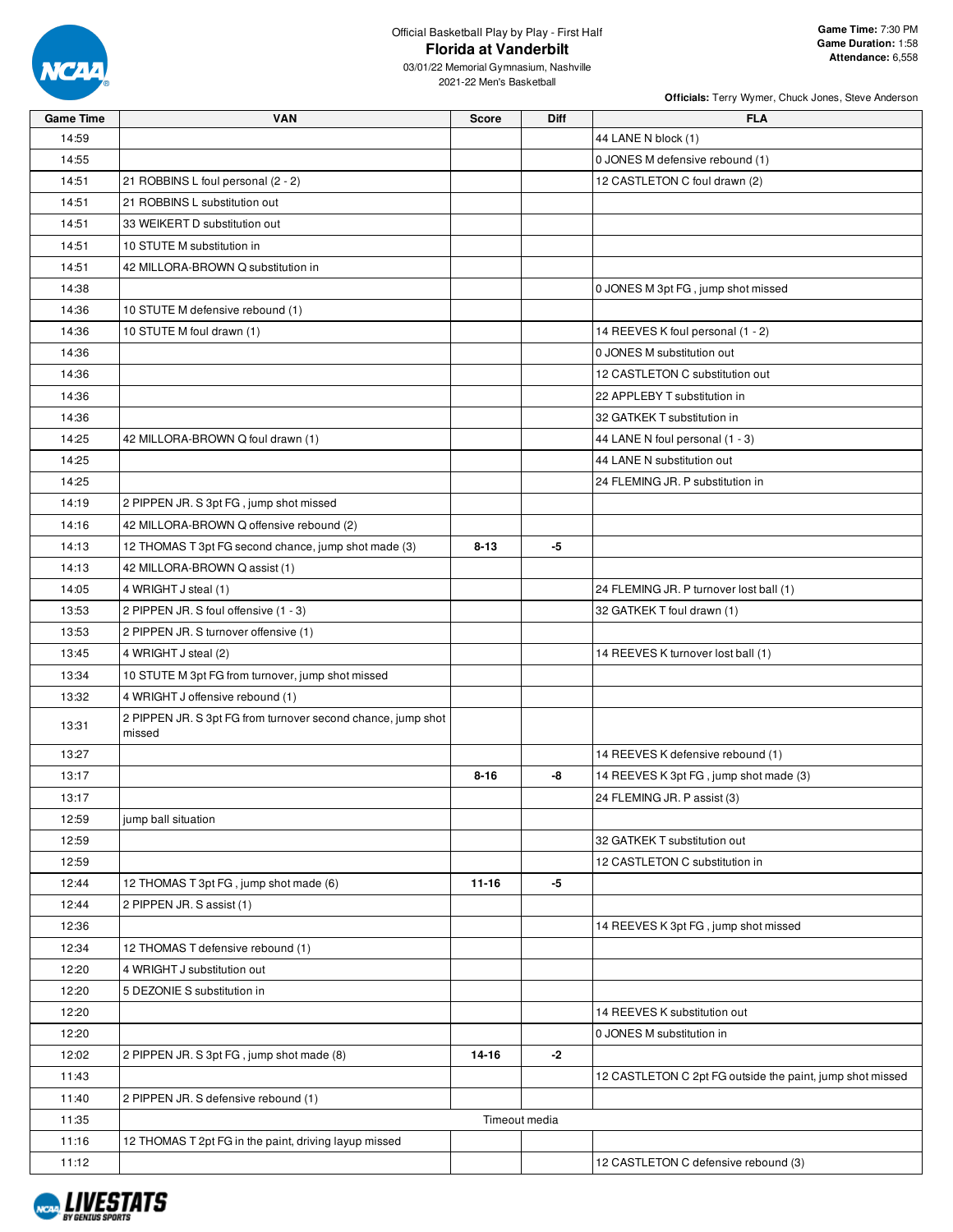Official Basketball Play by Play - First Half

# Florida at Vanderbilt

03/01/22 Memorial Gymnasium, Nashville
2021-22 Men's Basketball

**Game Time:** 7:30 PM
**Game Duration:** 1:58
**Attendance:** 6,558

**Officials:** Terry Wymer, Chuck Jones, Steve Anderson

| Game Time | VAN | Score | Diff | FLA |
|---|---|---|---|---|
| 14:59 | | | | 44 LANE N block (1) |
| 14:55 | | | | 0 JONES M defensive rebound (1) |
| 14:51 | 21 ROBBINS L foul personal (2 - 2) | | | 12 CASTLETON C foul drawn (2) |
| 14:51 | 21 ROBBINS L substitution out | | | |
| 14:51 | 33 WEIKERT D substitution out | | | |
| 14:51 | 10 STUTE M substitution in | | | |
| 14:51 | 42 MILLORA-BROWN Q substitution in | | | |
| 14:38 | | | | 0 JONES M 3pt FG , jump shot missed |
| 14:36 | 10 STUTE M defensive rebound (1) | | | |
| 14:36 | 10 STUTE M foul drawn (1) | | | 14 REEVES K foul personal (1 - 2) |
| 14:36 | | | | 0 JONES M substitution out |
| 14:36 | | | | 12 CASTLETON C substitution out |
| 14:36 | | | | 22 APPLEBY T substitution in |
| 14:36 | | | | 32 GATKEK T substitution in |
| 14:25 | 42 MILLORA-BROWN Q foul drawn (1) | | | 44 LANE N foul personal (1 - 3) |
| 14:25 | | | | 44 LANE N substitution out |
| 14:25 | | | | 24 FLEMING JR. P substitution in |
| 14:19 | 2 PIPPEN JR. S 3pt FG , jump shot missed | | | |
| 14:16 | 42 MILLORA-BROWN Q offensive rebound (2) | | | |
| 14:13 | 12 THOMAS T 3pt FG second chance, jump shot made (3) | 8-13 | -5 | |
| 14:13 | 42 MILLORA-BROWN Q assist (1) | | | |
| 14:05 | 4 WRIGHT J steal (1) | | | 24 FLEMING JR. P turnover lost ball (1) |
| 13:53 | 2 PIPPEN JR. S foul offensive (1 - 3) | | | 32 GATKEK T foul drawn (1) |
| 13:53 | 2 PIPPEN JR. S turnover offensive (1) | | | |
| 13:45 | 4 WRIGHT J steal (2) | | | 14 REEVES K turnover lost ball (1) |
| 13:34 | 10 STUTE M 3pt FG from turnover, jump shot missed | | | |
| 13:32 | 4 WRIGHT J offensive rebound (1) | | | |
| 13:31 | 2 PIPPEN JR. S 3pt FG from turnover second chance, jump shot missed | | | |
| 13:27 | | | | 14 REEVES K defensive rebound (1) |
| 13:17 | | 8-16 | -8 | 14 REEVES K 3pt FG , jump shot made (3) |
| 13:17 | | | | 24 FLEMING JR. P assist (3) |
| 12:59 | jump ball situation | | | |
| 12:59 | | | | 32 GATKEK T substitution out |
| 12:59 | | | | 12 CASTLETON C substitution in |
| 12:44 | 12 THOMAS T 3pt FG , jump shot made (6) | 11-16 | -5 | |
| 12:44 | 2 PIPPEN JR. S assist (1) | | | |
| 12:36 | | | | 14 REEVES K 3pt FG , jump shot missed |
| 12:34 | 12 THOMAS T defensive rebound (1) | | | |
| 12:20 | 4 WRIGHT J substitution out | | | |
| 12:20 | 5 DEZONIE S substitution in | | | |
| 12:20 | | | | 14 REEVES K substitution out |
| 12:20 | | | | 0 JONES M substitution in |
| 12:02 | 2 PIPPEN JR. S 3pt FG , jump shot made (8) | 14-16 | -2 | |
| 11:43 | | | | 12 CASTLETON C 2pt FG outside the paint, jump shot missed |
| 11:40 | 2 PIPPEN JR. S defensive rebound (1) | | | |
| 11:35 | Timeout media | | | |
| 11:16 | 12 THOMAS T 2pt FG in the paint, driving layup missed | | | |
| 11:12 | | | | 12 CASTLETON C defensive rebound (3) |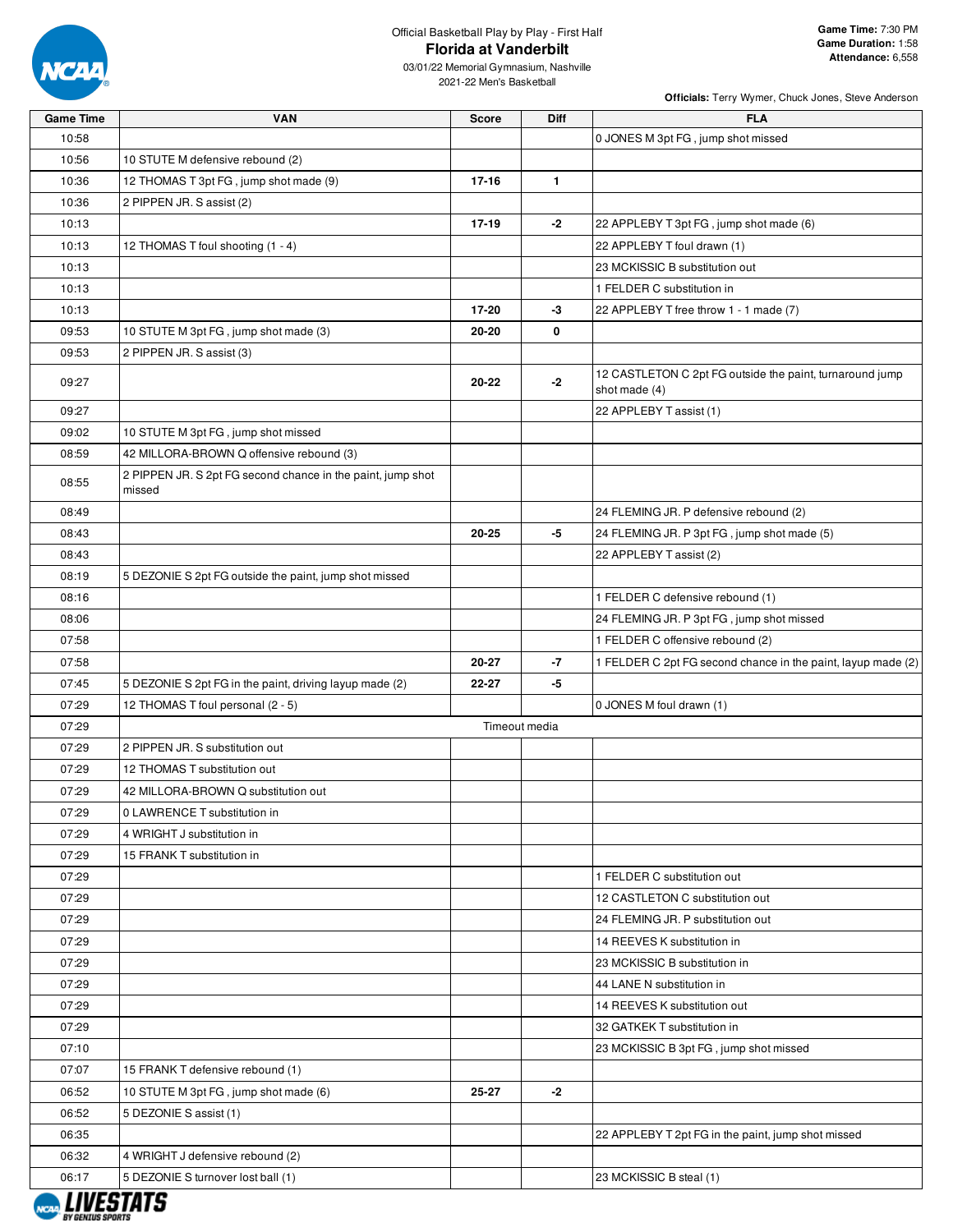Official Basketball Play by Play - First Half

# Florida at Vanderbilt

03/01/22 Memorial Gymnasium, Nashville
2021-22 Men's Basketball

**Game Time:** 7:30 PM
**Game Duration:** 1:58
**Attendance:** 6,558

**Officials:** Terry Wymer, Chuck Jones, Steve Anderson

| Game Time | VAN | Score | Diff | FLA |
|---|---|---|---|---|
| 10:58 | | | | 0 JONES M 3pt FG , jump shot missed |
| 10:56 | 10 STUTE M defensive rebound (2) | | | |
| 10:36 | 12 THOMAS T 3pt FG , jump shot made (9) | 17-16 | 1 | |
| 10:36 | 2 PIPPEN JR. S assist (2) | | | |
| 10:13 | | 17-19 | -2 | 22 APPLEBY T 3pt FG , jump shot made (6) |
| 10:13 | 12 THOMAS T foul shooting (1 - 4) | | | 22 APPLEBY T foul drawn (1) |
| 10:13 | | | | 23 MCKISSIC B substitution out |
| 10:13 | | | | 1 FELDER C substitution in |
| 10:13 | | 17-20 | -3 | 22 APPLEBY T free throw 1 - 1 made (7) |
| 09:53 | 10 STUTE M 3pt FG , jump shot made (3) | 20-20 | 0 | |
| 09:53 | 2 PIPPEN JR. S assist (3) | | | |
| 09:27 | | 20-22 | -2 | 12 CASTLETON C 2pt FG outside the paint, turnaround jump shot made (4) |
| 09:27 | | | | 22 APPLEBY T assist (1) |
| 09:02 | 10 STUTE M 3pt FG , jump shot missed | | | |
| 08:59 | 42 MILLORA-BROWN Q offensive rebound (3) | | | |
| 08:55 | 2 PIPPEN JR. S 2pt FG second chance in the paint, jump shot missed | | | |
| 08:49 | | | | 24 FLEMING JR. P defensive rebound (2) |
| 08:43 | | 20-25 | -5 | 24 FLEMING JR. P 3pt FG , jump shot made (5) |
| 08:43 | | | | 22 APPLEBY T assist (2) |
| 08:19 | 5 DEZONIE S 2pt FG outside the paint, jump shot missed | | | |
| 08:16 | | | | 1 FELDER C defensive rebound (1) |
| 08:06 | | | | 24 FLEMING JR. P 3pt FG , jump shot missed |
| 07:58 | | | | 1 FELDER C offensive rebound (2) |
| 07:58 | | 20-27 | -7 | 1 FELDER C 2pt FG second chance in the paint, layup made (2) |
| 07:45 | 5 DEZONIE S 2pt FG in the paint, driving layup made (2) | 22-27 | -5 | |
| 07:29 | 12 THOMAS T foul personal (2 - 5) | | | 0 JONES M foul drawn (1) |
| 07:29 | Timeout media | | | |
| 07:29 | 2 PIPPEN JR. S substitution out | | | |
| 07:29 | 12 THOMAS T substitution out | | | |
| 07:29 | 42 MILLORA-BROWN Q substitution out | | | |
| 07:29 | 0 LAWRENCE T substitution in | | | |
| 07:29 | 4 WRIGHT J substitution in | | | |
| 07:29 | 15 FRANK T substitution in | | | |
| 07:29 | | | | 1 FELDER C substitution out |
| 07:29 | | | | 12 CASTLETON C substitution out |
| 07:29 | | | | 24 FLEMING JR. P substitution out |
| 07:29 | | | | 14 REEVES K substitution in |
| 07:29 | | | | 23 MCKISSIC B substitution in |
| 07:29 | | | | 44 LANE N substitution in |
| 07:29 | | | | 14 REEVES K substitution out |
| 07:29 | | | | 32 GATKEK T substitution in |
| 07:10 | | | | 23 MCKISSIC B 3pt FG , jump shot missed |
| 07:07 | 15 FRANK T defensive rebound (1) | | | |
| 06:52 | 10 STUTE M 3pt FG , jump shot made (6) | 25-27 | -2 | |
| 06:52 | 5 DEZONIE S assist (1) | | | |
| 06:35 | | | | 22 APPLEBY T 2pt FG in the paint, jump shot missed |
| 06:32 | 4 WRIGHT J defensive rebound (2) | | | |
| 06:17 | 5 DEZONIE S turnover lost ball (1) | | | 23 MCKISSIC B steal (1) |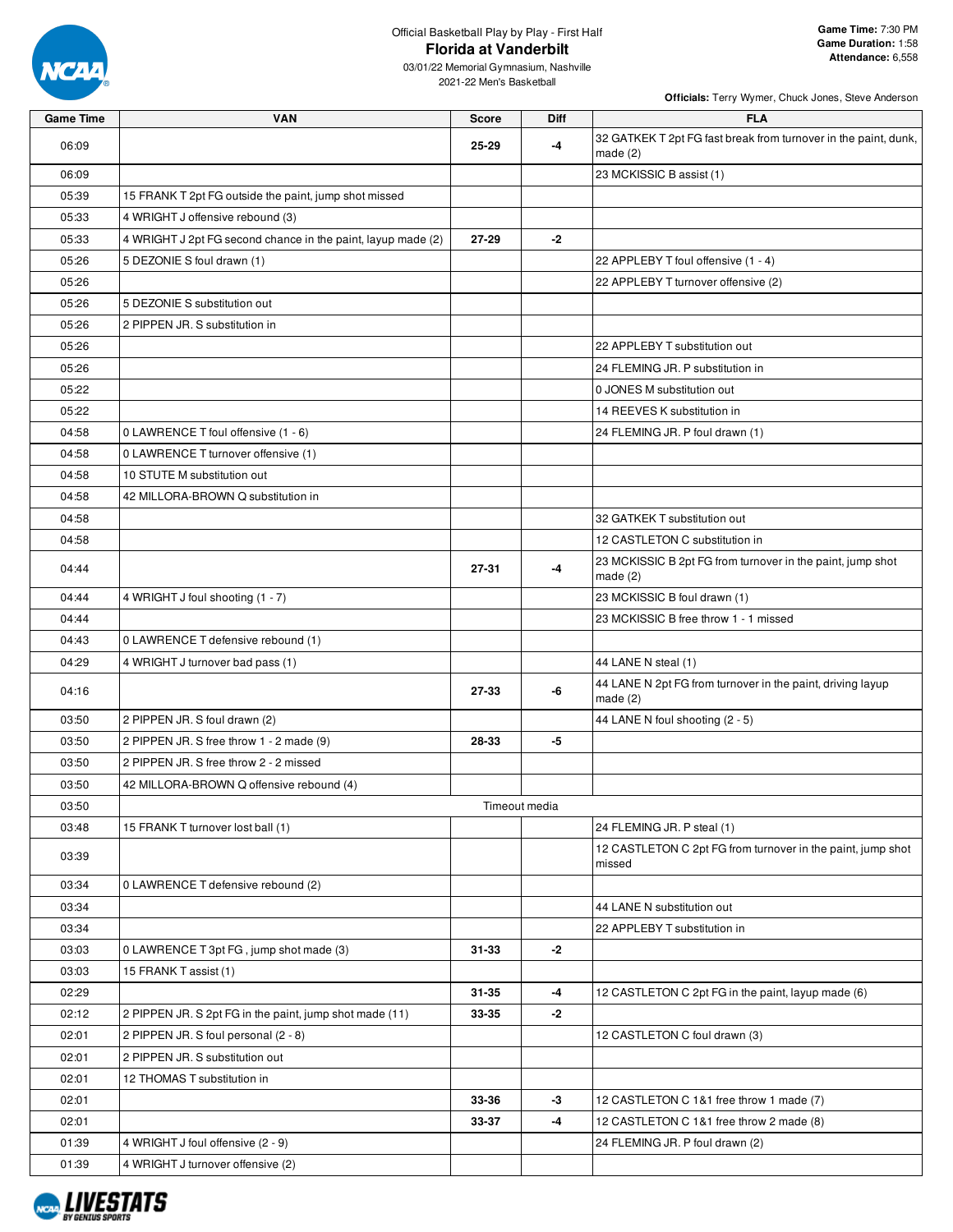Official Basketball Play by Play - First Half

# Florida at Vanderbilt

03/01/22 Memorial Gymnasium, Nashville
2021-22 Men's Basketball

**Game Time:** 7:30 PM
**Game Duration:** 1:58
**Attendance:** 6,558

**Officials:** Terry Wymer, Chuck Jones, Steve Anderson

| Game Time | VAN | Score | Diff | FLA |
|---|---|---|---|---|
| 06:09 | | 25-29 | -4 | 32 GATKEK T 2pt FG fast break from turnover in the paint, dunk, made (2) |
| 06:09 | | | | 23 MCKISSIC B assist (1) |
| 05:39 | 15 FRANK T 2pt FG outside the paint, jump shot missed | | | |
| 05:33 | 4 WRIGHT J offensive rebound (3) | | | |
| 05:33 | 4 WRIGHT J 2pt FG second chance in the paint, layup made (2) | 27-29 | -2 | |
| 05:26 | 5 DEZONIE S foul drawn (1) | | | 22 APPLEBY T foul offensive (1 - 4) |
| 05:26 | | | | 22 APPLEBY T turnover offensive (2) |
| 05:26 | 5 DEZONIE S substitution out | | | |
| 05:26 | 2 PIPPEN JR. S substitution in | | | |
| 05:26 | | | | 22 APPLEBY T substitution out |
| 05:26 | | | | 24 FLEMING JR. P substitution in |
| 05:22 | | | | 0 JONES M substitution out |
| 05:22 | | | | 14 REEVES K substitution in |
| 04:58 | 0 LAWRENCE T foul offensive (1 - 6) | | | 24 FLEMING JR. P foul drawn (1) |
| 04:58 | 0 LAWRENCE T turnover offensive (1) | | | |
| 04:58 | 10 STUTE M substitution out | | | |
| 04:58 | 42 MILLORA-BROWN Q substitution in | | | |
| 04:58 | | | | 32 GATKEK T substitution out |
| 04:58 | | | | 12 CASTLETON C substitution in |
| 04:44 | | 27-31 | -4 | 23 MCKISSIC B 2pt FG from turnover in the paint, jump shot made (2) |
| 04:44 | 4 WRIGHT J foul shooting (1 - 7) | | | 23 MCKISSIC B foul drawn (1) |
| 04:44 | | | | 23 MCKISSIC B free throw 1 - 1 missed |
| 04:43 | 0 LAWRENCE T defensive rebound (1) | | | |
| 04:29 | 4 WRIGHT J turnover bad pass (1) | | | 44 LANE N steal (1) |
| 04:16 | | 27-33 | -6 | 44 LANE N 2pt FG from turnover in the paint, driving layup made (2) |
| 03:50 | 2 PIPPEN JR. S foul drawn (2) | | | 44 LANE N foul shooting (2 - 5) |
| 03:50 | 2 PIPPEN JR. S free throw 1 - 2 made (9) | 28-33 | -5 | |
| 03:50 | 2 PIPPEN JR. S free throw 2 - 2 missed | | | |
| 03:50 | 42 MILLORA-BROWN Q offensive rebound (4) | | | |
| 03:50 | | Timeout media | | |
| 03:48 | 15 FRANK T turnover lost ball (1) | | | 24 FLEMING JR. P steal (1) |
| 03:39 | | | | 12 CASTLETON C 2pt FG from turnover in the paint, jump shot missed |
| 03:34 | 0 LAWRENCE T defensive rebound (2) | | | |
| 03:34 | | | | 44 LANE N substitution out |
| 03:34 | | | | 22 APPLEBY T substitution in |
| 03:03 | 0 LAWRENCE T 3pt FG , jump shot made (3) | 31-33 | -2 | |
| 03:03 | 15 FRANK T assist (1) | | | |
| 02:29 | | 31-35 | -4 | 12 CASTLETON C 2pt FG in the paint, layup made (6) |
| 02:12 | 2 PIPPEN JR. S 2pt FG in the paint, jump shot made (11) | 33-35 | -2 | |
| 02:01 | 2 PIPPEN JR. S foul personal (2 - 8) | | | 12 CASTLETON C foul drawn (3) |
| 02:01 | 2 PIPPEN JR. S substitution out | | | |
| 02:01 | 12 THOMAS T substitution in | | | |
| 02:01 | | 33-36 | -3 | 12 CASTLETON C 1&1 free throw 1 made (7) |
| 02:01 | | 33-37 | -4 | 12 CASTLETON C 1&1 free throw 2 made (8) |
| 01:39 | 4 WRIGHT J foul offensive (2 - 9) | | | 24 FLEMING JR. P foul drawn (2) |
| 01:39 | 4 WRIGHT J turnover offensive (2) | | | |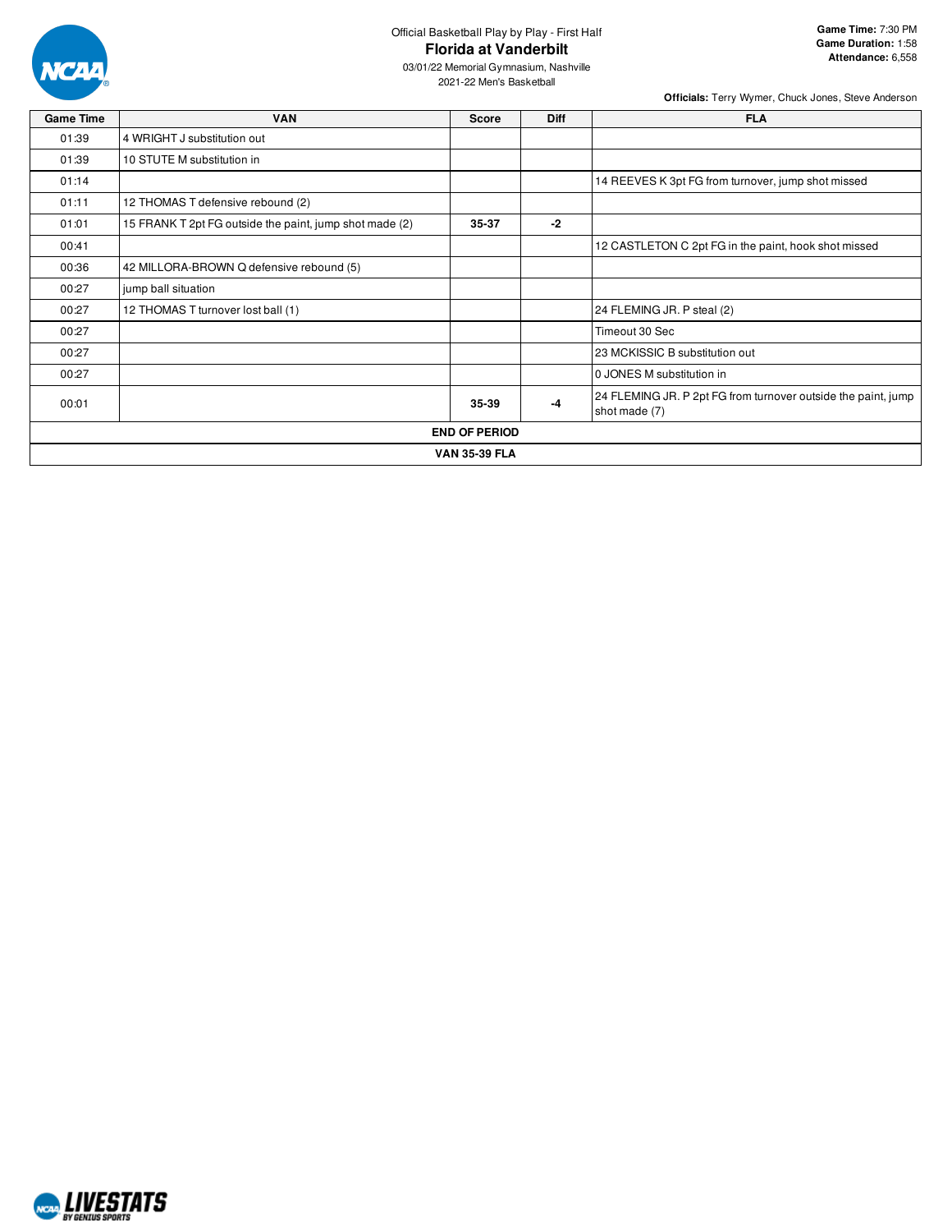Official Basketball Play by Play - First Half

# Florida at Vanderbilt

03/01/22 Memorial Gymnasium, Nashville
2021-22 Men's Basketball

**Game Time:** 7:30 PM
**Game Duration:** 1:58
**Attendance:** 6,558

**Officials:** Terry Wymer, Chuck Jones, Steve Anderson

| Game Time | VAN | Score | Diff | FLA |
|---|---|---|---|---|
| 01:39 | 4 WRIGHT J substitution out | | | |
| 01:39 | 10 STUTE M substitution in | | | |
| 01:14 | | | | 14 REEVES K 3pt FG from turnover, jump shot missed |
| 01:11 | 12 THOMAS T defensive rebound (2) | | | |
| 01:01 | 15 FRANK T 2pt FG outside the paint, jump shot made (2) | 35-37 | -2 | |
| 00:41 | | | | 12 CASTLETON C 2pt FG in the paint, hook shot missed |
| 00:36 | 42 MILLORA-BROWN Q defensive rebound (5) | | | |
| 00:27 | jump ball situation | | | |
| 00:27 | 12 THOMAS T turnover lost ball (1) | | | 24 FLEMING JR. P steal (2) |
| 00:27 | | | | Timeout 30 Sec |
| 00:27 | | | | 23 MCKISSIC B substitution out |
| 00:27 | | | | 0 JONES M substitution in |
| 00:01 | | 35-39 | -4 | 24 FLEMING JR. P 2pt FG from turnover outside the paint, jump shot made (7) |
| **END OF PERIOD** | | | | |
| **VAN 35-39 FLA** | | | | |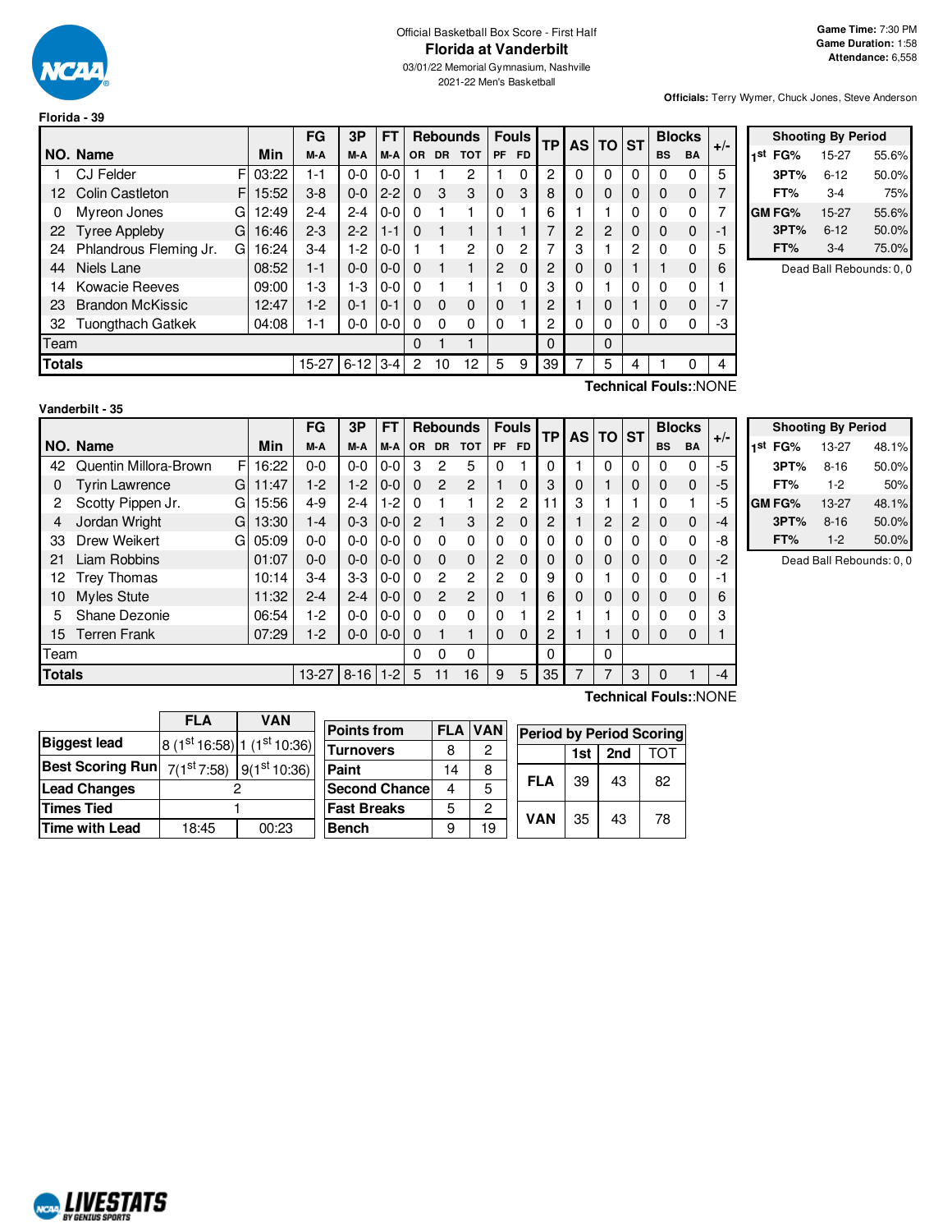Official Basketball Box Score - First Half

# Florida at Vanderbilt

03/01/22 Memorial Gymnasium, Nashville
2021-22 Men's Basketball

**Game Time:** 7:30 PM
**Game Duration:** 1:58
**Attendance:** 6,558

**Officials:** Terry Wymer, Chuck Jones, Steve Anderson

## Florida - 39

| NO. | Name | | Min | FG M-A | 3P M-A | FT M-A | OR | DR | TOT | PF | FD | TP | AS | TO | ST | BS | BA | +/- |
|---|---|---|---|---|---|---|---|---|---|---|---|---|---|---|---|---|---|---|
| 1 | CJ Felder | F | 03:22 | 1-1 | 0-0 | 0-0 | 1 | 1 | 2 | 1 | 0 | 2 | 0 | 0 | 0 | 0 | 0 | 5 |
| 12 | Colin Castleton | F | 15:52 | 3-8 | 0-0 | 2-2 | 0 | 3 | 3 | 0 | 3 | 8 | 0 | 0 | 0 | 0 | 0 | 7 |
| 0 | Myreon Jones | G | 12:49 | 2-4 | 2-4 | 0-0 | 0 | 1 | 1 | 0 | 1 | 6 | 1 | 1 | 0 | 0 | 0 | 7 |
| 22 | Tyree Appleby | G | 16:46 | 2-3 | 2-2 | 1-1 | 0 | 1 | 1 | 1 | 1 | 7 | 2 | 2 | 0 | 0 | 0 | -1 |
| 24 | Phlandrous Fleming Jr. | G | 16:24 | 3-4 | 1-2 | 0-0 | 1 | 1 | 2 | 0 | 2 | 7 | 3 | 1 | 2 | 0 | 0 | 5 |
| 44 | Niels Lane | | 08:52 | 1-1 | 0-0 | 0-0 | 0 | 1 | 1 | 2 | 0 | 2 | 0 | 0 | 1 | 1 | 0 | 6 |
| 14 | Kowacie Reeves | | 09:00 | 1-3 | 1-3 | 0-0 | 0 | 1 | 1 | 1 | 0 | 3 | 0 | 1 | 0 | 0 | 0 | 1 |
| 23 | Brandon McKissic | | 12:47 | 1-2 | 0-1 | 0-1 | 0 | 0 | 0 | 0 | 1 | 2 | 1 | 0 | 1 | 0 | 0 | -7 |
| 32 | Tuongthach Gatkek | | 04:08 | 1-1 | 0-0 | 0-0 | 0 | 0 | 0 | 0 | 1 | 2 | 0 | 0 | 0 | 0 | 0 | -3 |
| | Team | | | | | | 0 | 1 | 1 | | | 0 | | 0 | | | | |
| | **Totals** | | | 15-27 | 6-12 | 3-4 | 2 | 10 | 12 | 5 | 9 | 39 | 7 | 5 | 4 | 1 | 0 | 4 |

**Technical Fouls:**:NONE

| Shooting By Period | | |
|---|---|---|
| 1st FG% | 15-27 | 55.6% |
| 3PT% | 6-12 | 50.0% |
| FT% | 3-4 | 75% |
| GM FG% | 15-27 | 55.6% |
| 3PT% | 6-12 | 50.0% |
| FT% | 3-4 | 75.0% |

Dead Ball Rebounds: 0, 0

## Vanderbilt - 35

| NO. | Name | | Min | FG M-A | 3P M-A | FT M-A | OR | DR | TOT | PF | FD | TP | AS | TO | ST | BS | BA | +/- |
|---|---|---|---|---|---|---|---|---|---|---|---|---|---|---|---|---|---|---|
| 42 | Quentin Millora-Brown | F | 16:22 | 0-0 | 0-0 | 0-0 | 3 | 2 | 5 | 0 | 1 | 0 | 1 | 0 | 0 | 0 | 0 | -5 |
| 0 | Tyrin Lawrence | G | 11:47 | 1-2 | 1-2 | 0-0 | 0 | 2 | 2 | 1 | 0 | 3 | 0 | 1 | 0 | 0 | 0 | -5 |
| 2 | Scotty Pippen Jr. | G | 15:56 | 4-9 | 2-4 | 1-2 | 0 | 1 | 1 | 2 | 2 | 11 | 3 | 1 | 1 | 0 | 1 | -5 |
| 4 | Jordan Wright | G | 13:30 | 1-4 | 0-3 | 0-0 | 2 | 1 | 3 | 2 | 0 | 2 | 1 | 2 | 2 | 0 | 0 | -4 |
| 33 | Drew Weikert | G | 05:09 | 0-0 | 0-0 | 0-0 | 0 | 0 | 0 | 0 | 0 | 0 | 0 | 0 | 0 | 0 | 0 | -8 |
| 21 | Liam Robbins | | 01:07 | 0-0 | 0-0 | 0-0 | 0 | 0 | 0 | 2 | 0 | 0 | 0 | 0 | 0 | 0 | 0 | -2 |
| 12 | Trey Thomas | | 10:14 | 3-4 | 3-3 | 0-0 | 0 | 2 | 2 | 2 | 0 | 9 | 0 | 1 | 0 | 0 | 0 | -1 |
| 10 | Myles Stute | | 11:32 | 2-4 | 2-4 | 0-0 | 0 | 2 | 2 | 0 | 1 | 6 | 0 | 0 | 0 | 0 | 0 | 6 |
| 5 | Shane Dezonie | | 06:54 | 1-2 | 0-0 | 0-0 | 0 | 0 | 0 | 0 | 1 | 2 | 1 | 1 | 0 | 0 | 0 | 3 |
| 15 | Terren Frank | | 07:29 | 1-2 | 0-0 | 0-0 | 0 | 1 | 1 | 0 | 0 | 2 | 1 | 1 | 0 | 0 | 0 | 1 |
| | Team | | | | | | 0 | 0 | 0 | | | 0 | | 0 | | | | |
| | **Totals** | | | 13-27 | 8-16 | 1-2 | 5 | 11 | 16 | 9 | 5 | 35 | 7 | 7 | 3 | 0 | 1 | -4 |

**Technical Fouls:**:NONE

| Shooting By Period | | |
|---|---|---|
| 1st FG% | 13-27 | 48.1% |
| 3PT% | 8-16 | 50.0% |
| FT% | 1-2 | 50% |
| GM FG% | 13-27 | 48.1% |
| 3PT% | 8-16 | 50.0% |
| FT% | 1-2 | 50.0% |

Dead Ball Rebounds: 0, 0

| | FLA | VAN |
|---|---|---|
| **Biggest lead** | 8 (1st 16:58) | 1 (1st 10:36) |
| **Best Scoring Run** | 7(1st 7:58) | 9(1st 10:36) |
| **Lead Changes** | 2 | |
| **Times Tied** | 1 | |
| **Time with Lead** | 18:45 | 00:23 |

| Points from | FLA | VAN |
|---|---|---|
| Turnovers | 8 | 2 |
| Paint | 14 | 8 |
| Second Chance | 4 | 5 |
| Fast Breaks | 5 | 2 |
| Bench | 9 | 19 |

| Period by Period Scoring | 1st | 2nd | TOT |
|---|---|---|---|
| FLA | 39 | 43 | 82 |
| VAN | 35 | 43 | 78 |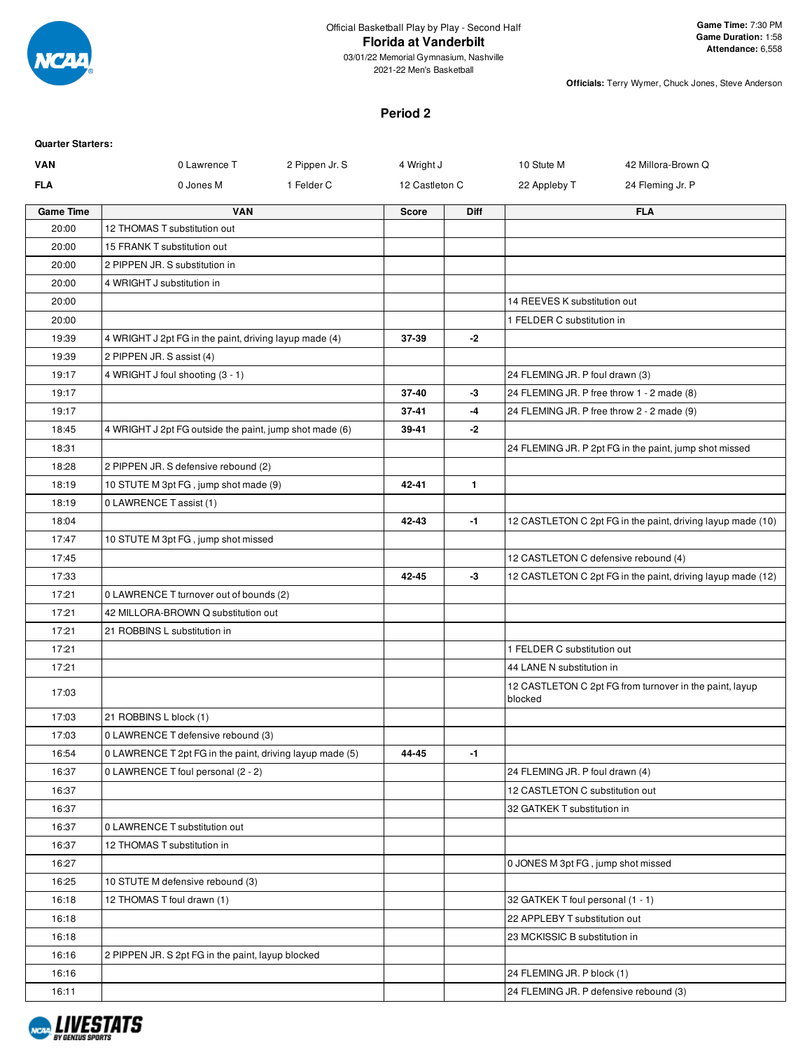Official Basketball Play by Play - Second Half

# Florida at Vanderbilt

03/01/22 Memorial Gymnasium, Nashville
2021-22 Men's Basketball

**Game Time:** 7:30 PM
**Game Duration:** 1:58
**Attendance:** 6,558

**Officials:** Terry Wymer, Chuck Jones, Steve Anderson

## Period 2

**Quarter Starters:**

| | | | | | |
|---|---|---|---|---|---|
| **VAN** | 0 Lawrence T | 2 Pippen Jr. S | 4 Wright J | 10 Stute M | 42 Millora-Brown Q |
| **FLA** | 0 Jones M | 1 Felder C | 12 Castleton C | 22 Appleby T | 24 Fleming Jr. P |

| Game Time | VAN | Score | Diff | FLA |
|---|---|---|---|---|
| 20:00 | 12 THOMAS T substitution out | | | |
| 20:00 | 15 FRANK T substitution out | | | |
| 20:00 | 2 PIPPEN JR. S substitution in | | | |
| 20:00 | 4 WRIGHT J substitution in | | | |
| 20:00 | | | | 14 REEVES K substitution out |
| 20:00 | | | | 1 FELDER C substitution in |
| 19:39 | 4 WRIGHT J 2pt FG in the paint, driving layup made (4) | 37-39 | -2 | |
| 19:39 | 2 PIPPEN JR. S assist (4) | | | |
| 19:17 | 4 WRIGHT J foul shooting (3 - 1) | | | 24 FLEMING JR. P foul drawn (3) |
| 19:17 | | 37-40 | -3 | 24 FLEMING JR. P free throw 1 - 2 made (8) |
| 19:17 | | 37-41 | -4 | 24 FLEMING JR. P free throw 2 - 2 made (9) |
| 18:45 | 4 WRIGHT J 2pt FG outside the paint, jump shot made (6) | 39-41 | -2 | |
| 18:31 | | | | 24 FLEMING JR. P 2pt FG in the paint, jump shot missed |
| 18:28 | 2 PIPPEN JR. S defensive rebound (2) | | | |
| 18:19 | 10 STUTE M 3pt FG , jump shot made (9) | 42-41 | 1 | |
| 18:19 | 0 LAWRENCE T assist (1) | | | |
| 18:04 | | 42-43 | -1 | 12 CASTLETON C 2pt FG in the paint, driving layup made (10) |
| 17:47 | 10 STUTE M 3pt FG , jump shot missed | | | |
| 17:45 | | | | 12 CASTLETON C defensive rebound (4) |
| 17:33 | | 42-45 | -3 | 12 CASTLETON C 2pt FG in the paint, driving layup made (12) |
| 17:21 | 0 LAWRENCE T turnover out of bounds (2) | | | |
| 17:21 | 42 MILLORA-BROWN Q substitution out | | | |
| 17:21 | 21 ROBBINS L substitution in | | | |
| 17:21 | | | | 1 FELDER C substitution out |
| 17:21 | | | | 44 LANE N substitution in |
| 17:03 | | | | 12 CASTLETON C 2pt FG from turnover in the paint, layup blocked |
| 17:03 | 21 ROBBINS L block (1) | | | |
| 17:03 | 0 LAWRENCE T defensive rebound (3) | | | |
| 16:54 | 0 LAWRENCE T 2pt FG in the paint, driving layup made (5) | 44-45 | -1 | |
| 16:37 | 0 LAWRENCE T foul personal (2 - 2) | | | 24 FLEMING JR. P foul drawn (4) |
| 16:37 | | | | 12 CASTLETON C substitution out |
| 16:37 | | | | 32 GATKEK T substitution in |
| 16:37 | 0 LAWRENCE T substitution out | | | |
| 16:37 | 12 THOMAS T substitution in | | | |
| 16:27 | | | | 0 JONES M 3pt FG , jump shot missed |
| 16:25 | 10 STUTE M defensive rebound (3) | | | |
| 16:18 | 12 THOMAS T foul drawn (1) | | | 32 GATKEK T foul personal (1 - 1) |
| 16:18 | | | | 22 APPLEBY T substitution out |
| 16:18 | | | | 23 MCKISSIC B substitution in |
| 16:16 | 2 PIPPEN JR. S 2pt FG in the paint, layup blocked | | | |
| 16:16 | | | | 24 FLEMING JR. P block (1) |
| 16:11 | | | | 24 FLEMING JR. P defensive rebound (3) |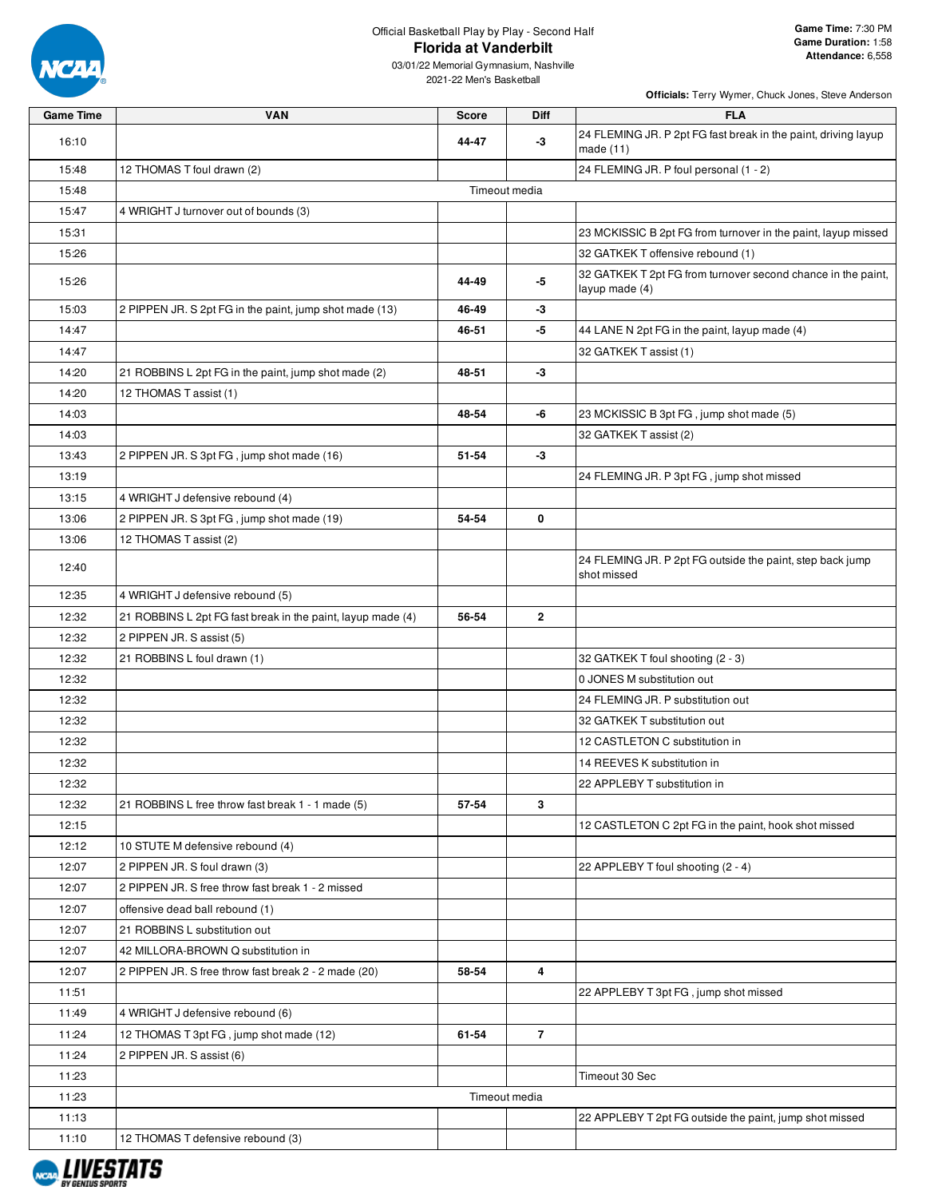Official Basketball Play by Play - Second Half

# Florida at Vanderbilt

03/01/22 Memorial Gymnasium, Nashville
2021-22 Men's Basketball

**Game Time:** 7:30 PM
**Game Duration:** 1:58
**Attendance:** 6,558

**Officials:** Terry Wymer, Chuck Jones, Steve Anderson

| Game Time | VAN | Score | Diff | FLA |
|---|---|---|---|---|
| 16:10 | | 44-47 | -3 | 24 FLEMING JR. P 2pt FG fast break in the paint, driving layup made (11) |
| 15:48 | 12 THOMAS T foul drawn (2) | | | 24 FLEMING JR. P foul personal (1 - 2) |
| 15:48 | Timeout media | | | |
| 15:47 | 4 WRIGHT J turnover out of bounds (3) | | | |
| 15:31 | | | | 23 MCKISSIC B 2pt FG from turnover in the paint, layup missed |
| 15:26 | | | | 32 GATKEK T offensive rebound (1) |
| 15:26 | | 44-49 | -5 | 32 GATKEK T 2pt FG from turnover second chance in the paint, layup made (4) |
| 15:03 | 2 PIPPEN JR. S 2pt FG in the paint, jump shot made (13) | 46-49 | -3 | |
| 14:47 | | 46-51 | -5 | 44 LANE N 2pt FG in the paint, layup made (4) |
| 14:47 | | | | 32 GATKEK T assist (1) |
| 14:20 | 21 ROBBINS L 2pt FG in the paint, jump shot made (2) | 48-51 | -3 | |
| 14:20 | 12 THOMAS T assist (1) | | | |
| 14:03 | | 48-54 | -6 | 23 MCKISSIC B 3pt FG , jump shot made (5) |
| 14:03 | | | | 32 GATKEK T assist (2) |
| 13:43 | 2 PIPPEN JR. S 3pt FG , jump shot made (16) | 51-54 | -3 | |
| 13:19 | | | | 24 FLEMING JR. P 3pt FG , jump shot missed |
| 13:15 | 4 WRIGHT J defensive rebound (4) | | | |
| 13:06 | 2 PIPPEN JR. S 3pt FG , jump shot made (19) | 54-54 | 0 | |
| 13:06 | 12 THOMAS T assist (2) | | | |
| 12:40 | | | | 24 FLEMING JR. P 2pt FG outside the paint, step back jump shot missed |
| 12:35 | 4 WRIGHT J defensive rebound (5) | | | |
| 12:32 | 21 ROBBINS L 2pt FG fast break in the paint, layup made (4) | 56-54 | 2 | |
| 12:32 | 2 PIPPEN JR. S assist (5) | | | |
| 12:32 | 21 ROBBINS L foul drawn (1) | | | 32 GATKEK T foul shooting (2 - 3) |
| 12:32 | | | | 0 JONES M substitution out |
| 12:32 | | | | 24 FLEMING JR. P substitution out |
| 12:32 | | | | 32 GATKEK T substitution out |
| 12:32 | | | | 12 CASTLETON C substitution in |
| 12:32 | | | | 14 REEVES K substitution in |
| 12:32 | | | | 22 APPLEBY T substitution in |
| 12:32 | 21 ROBBINS L free throw fast break 1 - 1 made (5) | 57-54 | 3 | |
| 12:15 | | | | 12 CASTLETON C 2pt FG in the paint, hook shot missed |
| 12:12 | 10 STUTE M defensive rebound (4) | | | |
| 12:07 | 2 PIPPEN JR. S foul drawn (3) | | | 22 APPLEBY T foul shooting (2 - 4) |
| 12:07 | 2 PIPPEN JR. S free throw fast break 1 - 2 missed | | | |
| 12:07 | offensive dead ball rebound (1) | | | |
| 12:07 | 21 ROBBINS L substitution out | | | |
| 12:07 | 42 MILLORA-BROWN Q substitution in | | | |
| 12:07 | 2 PIPPEN JR. S free throw fast break 2 - 2 made (20) | 58-54 | 4 | |
| 11:51 | | | | 22 APPLEBY T 3pt FG , jump shot missed |
| 11:49 | 4 WRIGHT J defensive rebound (6) | | | |
| 11:24 | 12 THOMAS T 3pt FG , jump shot made (12) | 61-54 | 7 | |
| 11:24 | 2 PIPPEN JR. S assist (6) | | | |
| 11:23 | | | | Timeout 30 Sec |
| 11:23 | Timeout media | | | |
| 11:13 | | | | 22 APPLEBY T 2pt FG outside the paint, jump shot missed |
| 11:10 | 12 THOMAS T defensive rebound (3) | | | |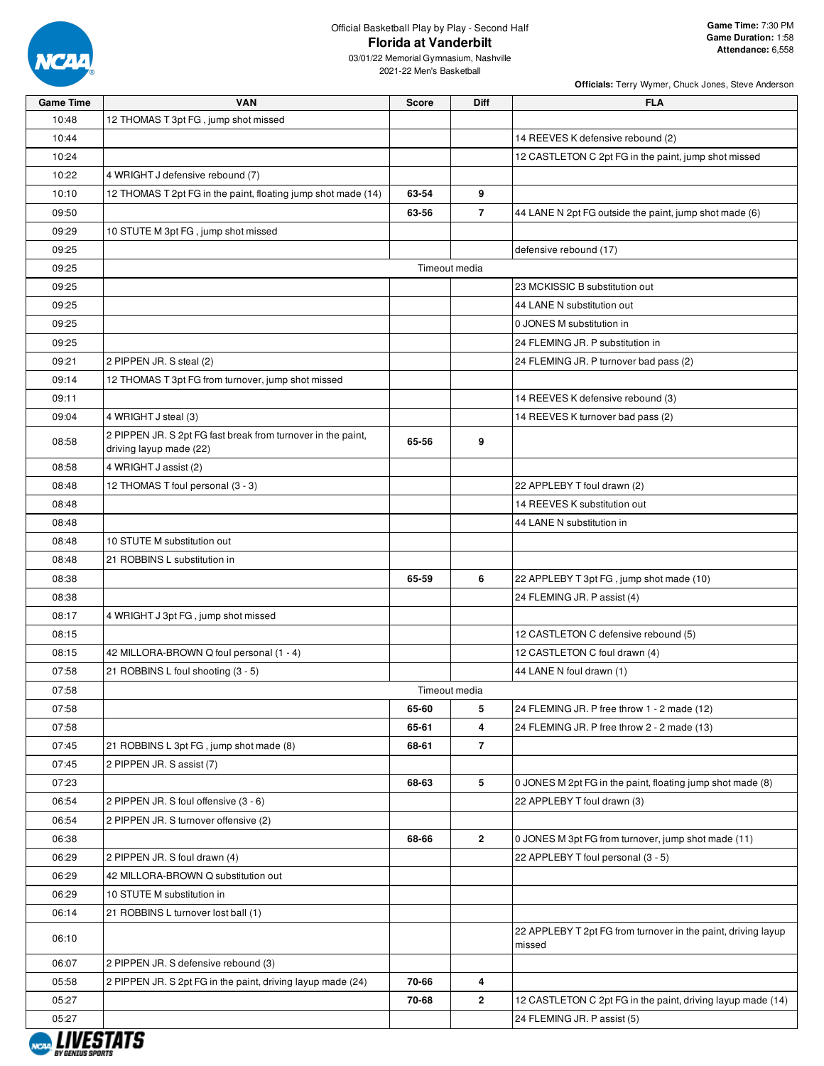Official Basketball Play by Play - Second Half

# Florida at Vanderbilt

03/01/22 Memorial Gymnasium, Nashville
2021-22 Men's Basketball

**Game Time:** 7:30 PM
**Game Duration:** 1:58
**Attendance:** 6,558

**Officials:** Terry Wymer, Chuck Jones, Steve Anderson

| Game Time | VAN | Score | Diff | FLA |
|---|---|---|---|---|
| 10:48 | 12 THOMAS T 3pt FG , jump shot missed | | | |
| 10:44 | | | | 14 REEVES K defensive rebound (2) |
| 10:24 | | | | 12 CASTLETON C 2pt FG in the paint, jump shot missed |
| 10:22 | 4 WRIGHT J defensive rebound (7) | | | |
| 10:10 | 12 THOMAS T 2pt FG in the paint, floating jump shot made (14) | 63-54 | 9 | |
| 09:50 | | 63-56 | 7 | 44 LANE N 2pt FG outside the paint, jump shot made (6) |
| 09:29 | 10 STUTE M 3pt FG , jump shot missed | | | |
| 09:25 | | | | defensive rebound (17) |
| 09:25 | Timeout media | | | |
| 09:25 | | | | 23 MCKISSIC B substitution out |
| 09:25 | | | | 44 LANE N substitution out |
| 09:25 | | | | 0 JONES M substitution in |
| 09:25 | | | | 24 FLEMING JR. P substitution in |
| 09:21 | 2 PIPPEN JR. S steal (2) | | | 24 FLEMING JR. P turnover bad pass (2) |
| 09:14 | 12 THOMAS T 3pt FG from turnover, jump shot missed | | | |
| 09:11 | | | | 14 REEVES K defensive rebound (3) |
| 09:04 | 4 WRIGHT J steal (3) | | | 14 REEVES K turnover bad pass (2) |
| 08:58 | 2 PIPPEN JR. S 2pt FG fast break from turnover in the paint, driving layup made (22) | 65-56 | 9 | |
| 08:58 | 4 WRIGHT J assist (2) | | | |
| 08:48 | 12 THOMAS T foul personal (3 - 3) | | | 22 APPLEBY T foul drawn (2) |
| 08:48 | | | | 14 REEVES K substitution out |
| 08:48 | | | | 44 LANE N substitution in |
| 08:48 | 10 STUTE M substitution out | | | |
| 08:48 | 21 ROBBINS L substitution in | | | |
| 08:38 | | 65-59 | 6 | 22 APPLEBY T 3pt FG , jump shot made (10) |
| 08:38 | | | | 24 FLEMING JR. P assist (4) |
| 08:17 | 4 WRIGHT J 3pt FG , jump shot missed | | | |
| 08:15 | | | | 12 CASTLETON C defensive rebound (5) |
| 08:15 | 42 MILLORA-BROWN Q foul personal (1 - 4) | | | 12 CASTLETON C foul drawn (4) |
| 07:58 | 21 ROBBINS L foul shooting (3 - 5) | | | 44 LANE N foul drawn (1) |
| 07:58 | Timeout media | | | |
| 07:58 | | 65-60 | 5 | 24 FLEMING JR. P free throw 1 - 2 made (12) |
| 07:58 | | 65-61 | 4 | 24 FLEMING JR. P free throw 2 - 2 made (13) |
| 07:45 | 21 ROBBINS L 3pt FG , jump shot made (8) | 68-61 | 7 | |
| 07:45 | 2 PIPPEN JR. S assist (7) | | | |
| 07:23 | | 68-63 | 5 | 0 JONES M 2pt FG in the paint, floating jump shot made (8) |
| 06:54 | 2 PIPPEN JR. S foul offensive (3 - 6) | | | 22 APPLEBY T foul drawn (3) |
| 06:54 | 2 PIPPEN JR. S turnover offensive (2) | | | |
| 06:38 | | 68-66 | 2 | 0 JONES M 3pt FG from turnover, jump shot made (11) |
| 06:29 | 2 PIPPEN JR. S foul drawn (4) | | | 22 APPLEBY T foul personal (3 - 5) |
| 06:29 | 42 MILLORA-BROWN Q substitution out | | | |
| 06:29 | 10 STUTE M substitution in | | | |
| 06:14 | 21 ROBBINS L turnover lost ball (1) | | | |
| 06:10 | | | | 22 APPLEBY T 2pt FG from turnover in the paint, driving layup missed |
| 06:07 | 2 PIPPEN JR. S defensive rebound (3) | | | |
| 05:58 | 2 PIPPEN JR. S 2pt FG in the paint, driving layup made (24) | 70-66 | 4 | |
| 05:27 | | 70-68 | 2 | 12 CASTLETON C 2pt FG in the paint, driving layup made (14) |
| 05:27 | | | | 24 FLEMING JR. P assist (5) |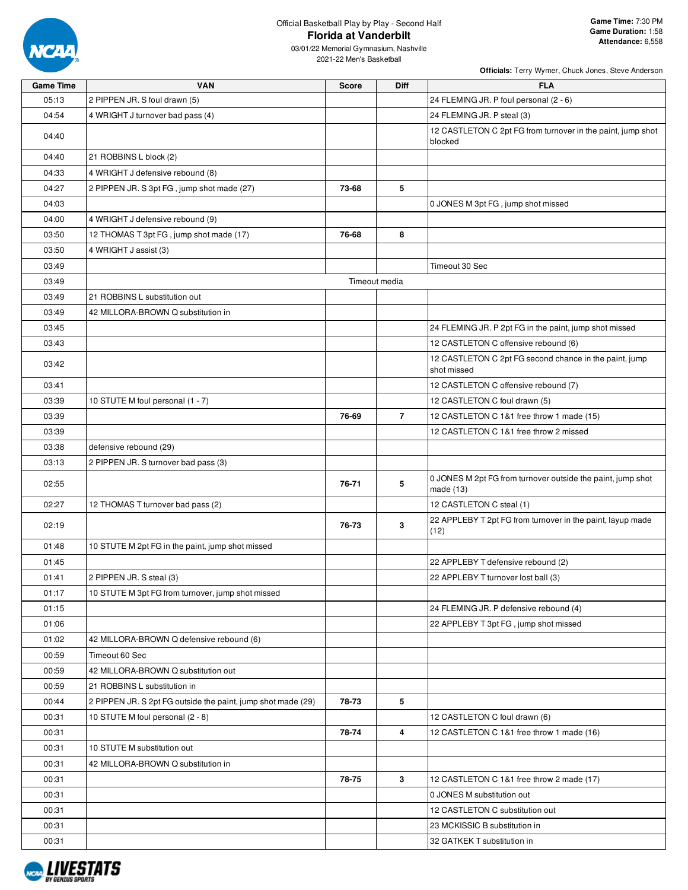Official Basketball Play by Play - Second Half

# Florida at Vanderbilt

03/01/22 Memorial Gymnasium, Nashville
2021-22 Men's Basketball

**Game Time:** 7:30 PM
**Game Duration:** 1:58
**Attendance:** 6,558

**Officials:** Terry Wymer, Chuck Jones, Steve Anderson

| Game Time | VAN | Score | Diff | FLA |
|---|---|---|---|---|
| 05:13 | 2 PIPPEN JR. S foul drawn (5) | | | 24 FLEMING JR. P foul personal (2 - 6) |
| 04:54 | 4 WRIGHT J turnover bad pass (4) | | | 24 FLEMING JR. P steal (3) |
| 04:40 | | | | 12 CASTLETON C 2pt FG from turnover in the paint, jump shot blocked |
| 04:40 | 21 ROBBINS L block (2) | | | |
| 04:33 | 4 WRIGHT J defensive rebound (8) | | | |
| 04:27 | 2 PIPPEN JR. S 3pt FG , jump shot made (27) | 73-68 | 5 | |
| 04:03 | | | | 0 JONES M 3pt FG , jump shot missed |
| 04:00 | 4 WRIGHT J defensive rebound (9) | | | |
| 03:50 | 12 THOMAS T 3pt FG , jump shot made (17) | 76-68 | 8 | |
| 03:50 | 4 WRIGHT J assist (3) | | | |
| 03:49 | | | | Timeout 30 Sec |
| 03:49 | | Timeout media | | |
| 03:49 | 21 ROBBINS L substitution out | | | |
| 03:49 | 42 MILLORA-BROWN Q substitution in | | | |
| 03:45 | | | | 24 FLEMING JR. P 2pt FG in the paint, jump shot missed |
| 03:43 | | | | 12 CASTLETON C offensive rebound (6) |
| 03:42 | | | | 12 CASTLETON C 2pt FG second chance in the paint, jump shot missed |
| 03:41 | | | | 12 CASTLETON C offensive rebound (7) |
| 03:39 | 10 STUTE M foul personal (1 - 7) | | | 12 CASTLETON C foul drawn (5) |
| 03:39 | | 76-69 | 7 | 12 CASTLETON C 1&1 free throw 1 made (15) |
| 03:39 | | | | 12 CASTLETON C 1&1 free throw 2 missed |
| 03:38 | defensive rebound (29) | | | |
| 03:13 | 2 PIPPEN JR. S turnover bad pass (3) | | | |
| 02:55 | | 76-71 | 5 | 0 JONES M 2pt FG from turnover outside the paint, jump shot made (13) |
| 02:27 | 12 THOMAS T turnover bad pass (2) | | | 12 CASTLETON C steal (1) |
| 02:19 | | 76-73 | 3 | 22 APPLEBY T 2pt FG from turnover in the paint, layup made (12) |
| 01:48 | 10 STUTE M 2pt FG in the paint, jump shot missed | | | |
| 01:45 | | | | 22 APPLEBY T defensive rebound (2) |
| 01:41 | 2 PIPPEN JR. S steal (3) | | | 22 APPLEBY T turnover lost ball (3) |
| 01:17 | 10 STUTE M 3pt FG from turnover, jump shot missed | | | |
| 01:15 | | | | 24 FLEMING JR. P defensive rebound (4) |
| 01:06 | | | | 22 APPLEBY T 3pt FG , jump shot missed |
| 01:02 | 42 MILLORA-BROWN Q defensive rebound (6) | | | |
| 00:59 | Timeout 60 Sec | | | |
| 00:59 | 42 MILLORA-BROWN Q substitution out | | | |
| 00:59 | 21 ROBBINS L substitution in | | | |
| 00:44 | 2 PIPPEN JR. S 2pt FG outside the paint, jump shot made (29) | 78-73 | 5 | |
| 00:31 | 10 STUTE M foul personal (2 - 8) | | | 12 CASTLETON C foul drawn (6) |
| 00:31 | | 78-74 | 4 | 12 CASTLETON C 1&1 free throw 1 made (16) |
| 00:31 | 10 STUTE M substitution out | | | |
| 00:31 | 42 MILLORA-BROWN Q substitution in | | | |
| 00:31 | | 78-75 | 3 | 12 CASTLETON C 1&1 free throw 2 made (17) |
| 00:31 | | | | 0 JONES M substitution out |
| 00:31 | | | | 12 CASTLETON C substitution out |
| 00:31 | | | | 23 MCKISSIC B substitution in |
| 00:31 | | | | 32 GATKEK T substitution in |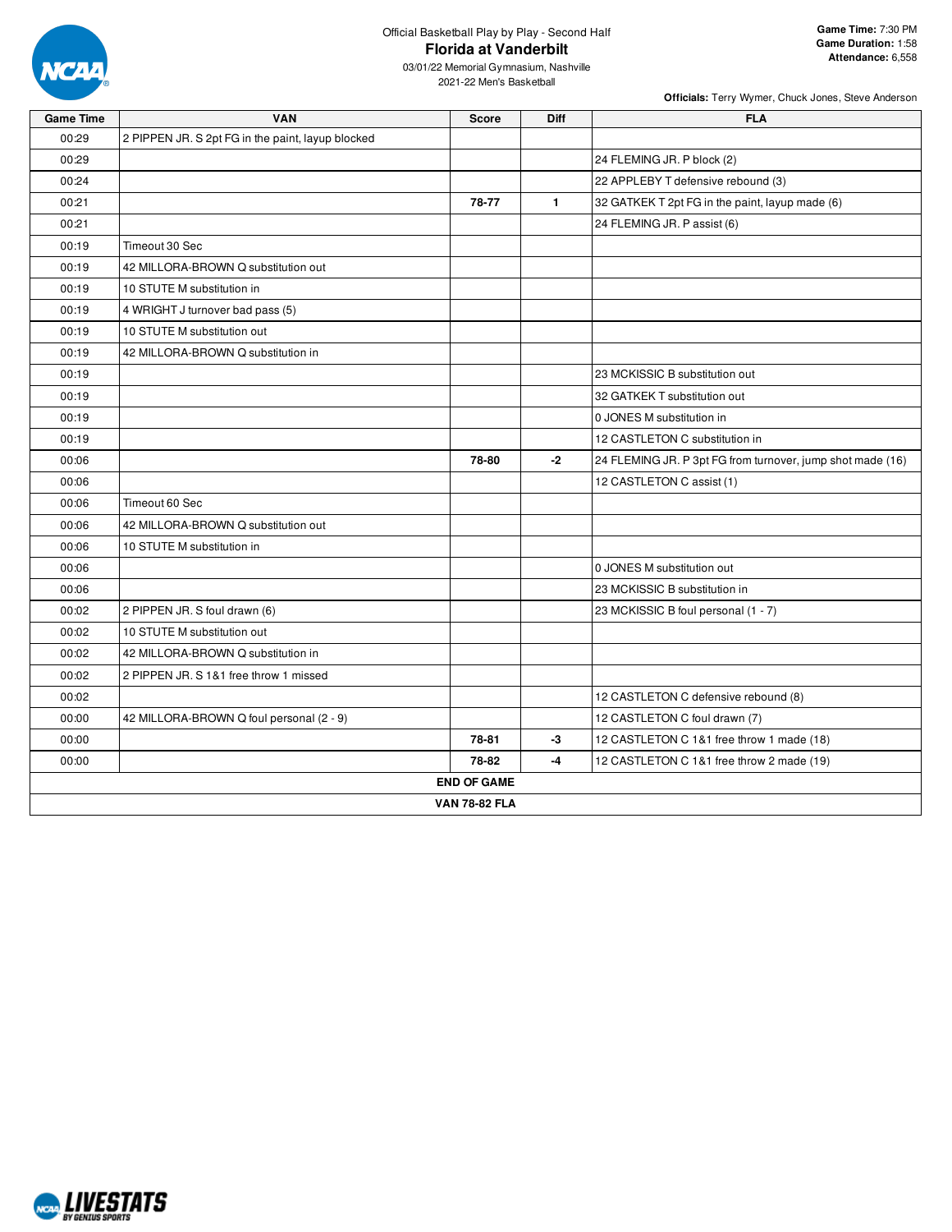Official Basketball Play by Play - Second Half

# Florida at Vanderbilt

03/01/22 Memorial Gymnasium, Nashville
2021-22 Men's Basketball

**Game Time:** 7:30 PM
**Game Duration:** 1:58
**Attendance:** 6,558

**Officials:** Terry Wymer, Chuck Jones, Steve Anderson

| Game Time | VAN | Score | Diff | FLA |
|---|---|---|---|---|
| 00:29 | 2 PIPPEN JR. S 2pt FG in the paint, layup blocked | | | |
| 00:29 | | | | 24 FLEMING JR. P block (2) |
| 00:24 | | | | 22 APPLEBY T defensive rebound (3) |
| 00:21 | | **78-77** | **1** | 32 GATKEK T 2pt FG in the paint, layup made (6) |
| 00:21 | | | | 24 FLEMING JR. P assist (6) |
| 00:19 | Timeout 30 Sec | | | |
| 00:19 | 42 MILLORA-BROWN Q substitution out | | | |
| 00:19 | 10 STUTE M substitution in | | | |
| 00:19 | 4 WRIGHT J turnover bad pass (5) | | | |
| 00:19 | 10 STUTE M substitution out | | | |
| 00:19 | 42 MILLORA-BROWN Q substitution in | | | |
| 00:19 | | | | 23 MCKISSIC B substitution out |
| 00:19 | | | | 32 GATKEK T substitution out |
| 00:19 | | | | 0 JONES M substitution in |
| 00:19 | | | | 12 CASTLETON C substitution in |
| 00:06 | | **78-80** | **-2** | 24 FLEMING JR. P 3pt FG from turnover, jump shot made (16) |
| 00:06 | | | | 12 CASTLETON C assist (1) |
| 00:06 | Timeout 60 Sec | | | |
| 00:06 | 42 MILLORA-BROWN Q substitution out | | | |
| 00:06 | 10 STUTE M substitution in | | | |
| 00:06 | | | | 0 JONES M substitution out |
| 00:06 | | | | 23 MCKISSIC B substitution in |
| 00:02 | 2 PIPPEN JR. S foul drawn (6) | | | 23 MCKISSIC B foul personal (1 - 7) |
| 00:02 | 10 STUTE M substitution out | | | |
| 00:02 | 42 MILLORA-BROWN Q substitution in | | | |
| 00:02 | 2 PIPPEN JR. S 1&1 free throw 1 missed | | | |
| 00:02 | | | | 12 CASTLETON C defensive rebound (8) |
| 00:00 | 42 MILLORA-BROWN Q foul personal (2 - 9) | | | 12 CASTLETON C foul drawn (7) |
| 00:00 | | **78-81** | **-3** | 12 CASTLETON C 1&1 free throw 1 made (18) |
| 00:00 | | **78-82** | **-4** | 12 CASTLETON C 1&1 free throw 2 made (19) |

**END OF GAME**

**VAN 78-82 FLA**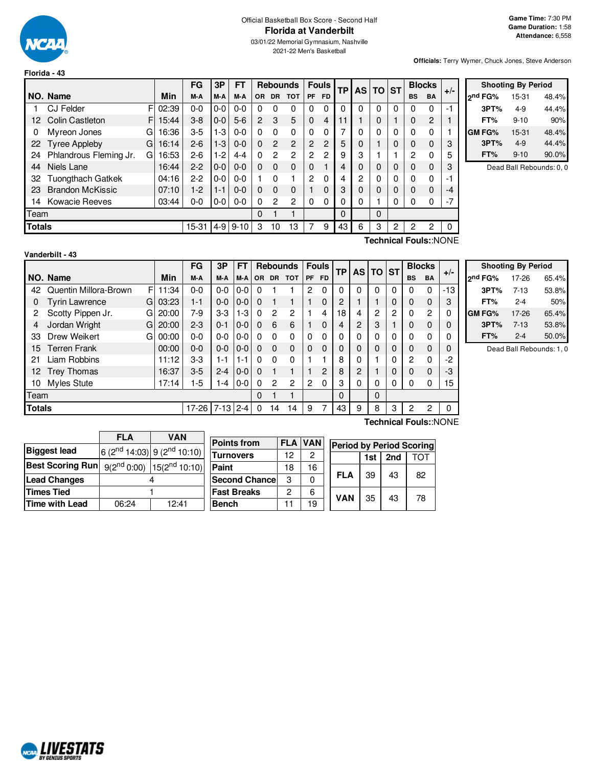Official Basketball Box Score - Second Half

# Florida at Vanderbilt

03/01/22 Memorial Gymnasium, Nashville
2021-22 Men's Basketball

**Game Time:** 7:30 PM
**Game Duration:** 1:58
**Attendance:** 6,558

**Officials:** Terry Wymer, Chuck Jones, Steve Anderson

## Florida - 43

| NO. | Name | | Min | FG M-A | 3P M-A | FT M-A | OR | DR | TOT | PF | FD | TP | AS | TO | ST | BS | BA | +/- |
|---|---|---|---|---|---|---|---|---|---|---|---|---|---|---|---|---|---|---|
| 1 | CJ Felder | F | 02:39 | 0-0 | 0-0 | 0-0 | 0 | 0 | 0 | 0 | 0 | 0 | 0 | 0 | 0 | 0 | 0 | -1 |
| 12 | Colin Castleton | F | 15:44 | 3-8 | 0-0 | 5-6 | 2 | 3 | 5 | 0 | 4 | 11 | 1 | 0 | 1 | 0 | 2 | 1 |
| 0 | Myreon Jones | G | 16:36 | 3-5 | 1-3 | 0-0 | 0 | 0 | 0 | 0 | 0 | 7 | 0 | 0 | 0 | 0 | 0 | 1 |
| 22 | Tyree Appleby | G | 16:14 | 2-6 | 1-3 | 0-0 | 0 | 2 | 2 | 2 | 2 | 5 | 0 | 1 | 0 | 0 | 0 | 3 |
| 24 | Phlandrous Fleming Jr. | G | 16:53 | 2-6 | 1-2 | 4-4 | 0 | 2 | 2 | 2 | 2 | 9 | 3 | 1 | 1 | 2 | 0 | 5 |
| 44 | Niels Lane | | 16:44 | 2-2 | 0-0 | 0-0 | 0 | 0 | 0 | 0 | 1 | 4 | 0 | 0 | 0 | 0 | 0 | 3 |
| 32 | Tuongthach Gatkek | | 04:16 | 2-2 | 0-0 | 0-0 | 1 | 0 | 1 | 2 | 0 | 4 | 2 | 0 | 0 | 0 | 0 | -1 |
| 23 | Brandon McKissic | | 07:10 | 1-2 | 1-1 | 0-0 | 0 | 0 | 0 | 1 | 0 | 3 | 0 | 0 | 0 | 0 | 0 | -4 |
| 14 | Kowacie Reeves | | 03:44 | 0-0 | 0-0 | 0-0 | 0 | 2 | 2 | 0 | 0 | 0 | 0 | 1 | 0 | 0 | 0 | -7 |
| | Team | | | | | | 0 | 1 | 1 | | | 0 | | 0 | | | | |
| | **Totals** | | | 15-31 | 4-9 | 9-10 | 3 | 10 | 13 | 7 | 9 | 43 | 6 | 3 | 2 | 2 | 2 | 0 |

**Technical Fouls:**:NONE

| Shooting By Period | | |
|---|---|---|
| 2nd FG% | 15-31 | 48.4% |
| 3PT% | 4-9 | 44.4% |
| FT% | 9-10 | 90% |
| GM FG% | 15-31 | 48.4% |
| 3PT% | 4-9 | 44.4% |
| FT% | 9-10 | 90.0% |

Dead Ball Rebounds: 0, 0

## Vanderbilt - 43

| NO. | Name | | Min | FG M-A | 3P M-A | FT M-A | OR | DR | TOT | PF | FD | TP | AS | TO | ST | BS | BA | +/- |
|---|---|---|---|---|---|---|---|---|---|---|---|---|---|---|---|---|---|---|
| 42 | Quentin Millora-Brown | F | 11:34 | 0-0 | 0-0 | 0-0 | 0 | 1 | 1 | 2 | 0 | 0 | 0 | 0 | 0 | 0 | 0 | -13 |
| 0 | Tyrin Lawrence | G | 03:23 | 1-1 | 0-0 | 0-0 | 0 | 1 | 1 | 1 | 0 | 2 | 1 | 1 | 0 | 0 | 0 | 3 |
| 2 | Scotty Pippen Jr. | G | 20:00 | 7-9 | 3-3 | 1-3 | 0 | 2 | 2 | 1 | 4 | 18 | 4 | 2 | 2 | 0 | 2 | 0 |
| 4 | Jordan Wright | G | 20:00 | 2-3 | 0-1 | 0-0 | 0 | 6 | 6 | 1 | 0 | 4 | 2 | 3 | 1 | 0 | 0 | 0 |
| 33 | Drew Weikert | G | 00:00 | 0-0 | 0-0 | 0-0 | 0 | 0 | 0 | 0 | 0 | 0 | 0 | 0 | 0 | 0 | 0 | 0 |
| 15 | Terren Frank | | 00:00 | 0-0 | 0-0 | 0-0 | 0 | 0 | 0 | 0 | 0 | 0 | 0 | 0 | 0 | 0 | 0 | 0 |
| 21 | Liam Robbins | | 11:12 | 3-3 | 1-1 | 1-1 | 0 | 0 | 0 | 1 | 1 | 8 | 0 | 1 | 0 | 2 | 0 | -2 |
| 12 | Trey Thomas | | 16:37 | 3-5 | 2-4 | 0-0 | 0 | 1 | 1 | 1 | 2 | 8 | 2 | 1 | 0 | 0 | 0 | -3 |
| 10 | Myles Stute | | 17:14 | 1-5 | 1-4 | 0-0 | 0 | 2 | 2 | 2 | 0 | 3 | 0 | 0 | 0 | 0 | 0 | 15 |
| | Team | | | | | | 0 | 1 | 1 | | | 0 | | 0 | | | | |
| | **Totals** | | | 17-26 | 7-13 | 2-4 | 0 | 14 | 14 | 9 | 7 | 43 | 9 | 8 | 3 | 2 | 2 | 0 |

**Technical Fouls:**:NONE

| Shooting By Period | | |
|---|---|---|
| 2nd FG% | 17-26 | 65.4% |
| 3PT% | 7-13 | 53.8% |
| FT% | 2-4 | 50% |
| GM FG% | 17-26 | 65.4% |
| 3PT% | 7-13 | 53.8% |
| FT% | 2-4 | 50.0% |

Dead Ball Rebounds: 1, 0

| | FLA | VAN |
|---|---|---|
| Biggest lead | 6 (2nd 14:03) | 9 (2nd 10:10) |
| Best Scoring Run | 9(2nd 0:00) | 15(2nd 10:10) |
| Lead Changes | 4 | |
| Times Tied | 1 | |
| Time with Lead | 06:24 | 12:41 |

| Points from | FLA | VAN |
|---|---|---|
| Turnovers | 12 | 2 |
| Paint | 18 | 16 |
| Second Chance | 3 | 0 |
| Fast Breaks | 2 | 6 |
| Bench | 11 | 19 |

| Period by Period Scoring | 1st | 2nd | TOT |
|---|---|---|---|
| FLA | 39 | 43 | 82 |
| VAN | 35 | 43 | 78 |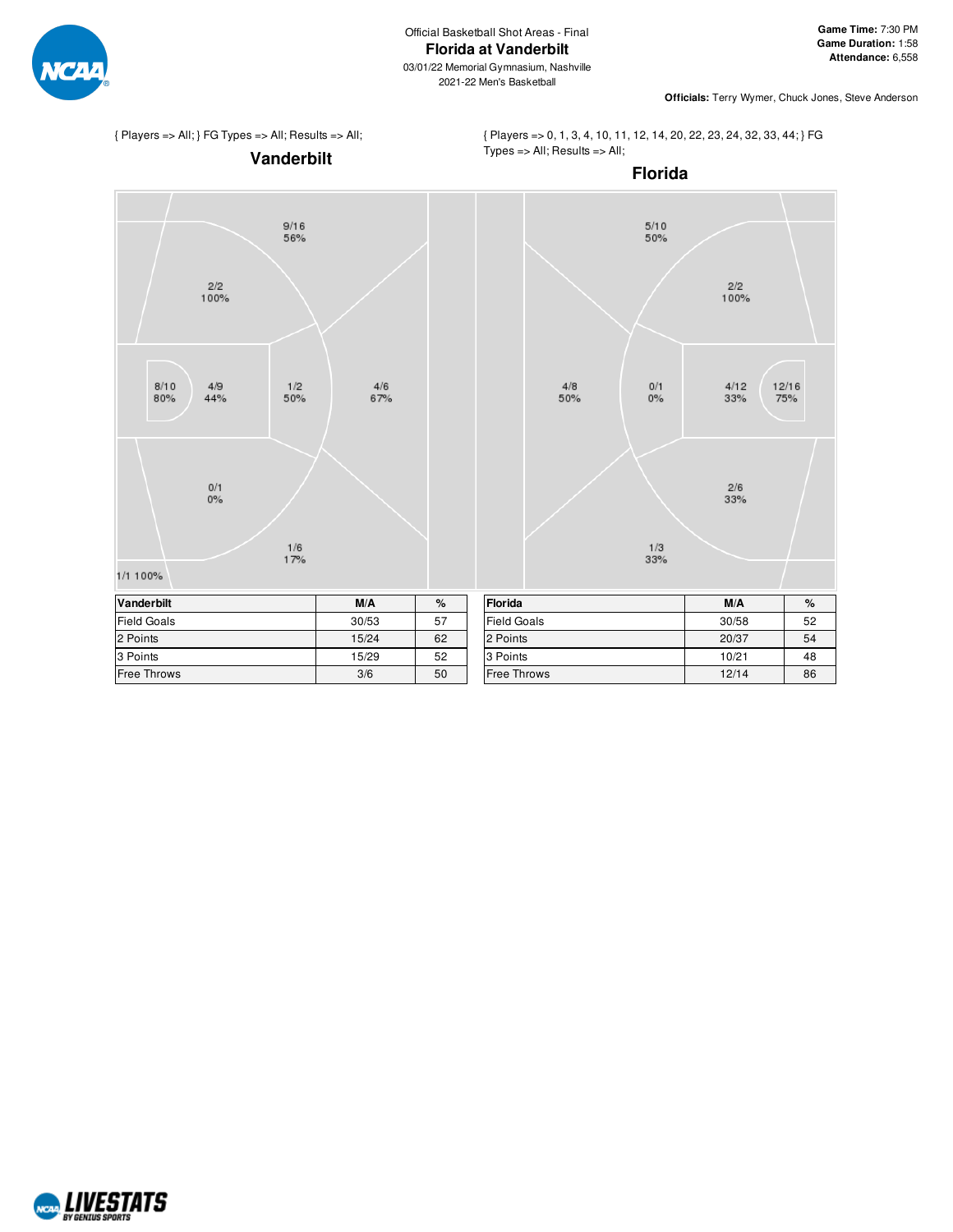Official Basketball Shot Areas - Final

# Florida at Vanderbilt

03/01/22 Memorial Gymnasium, Nashville

2021-22 Men's Basketball

**Game Time:** 7:30 PM
**Game Duration:** 1:58
**Attendance:** 6,558

**Officials:** Terry Wymer, Chuck Jones, Steve Anderson

{ Players => All; } FG Types => All; Results => All;

## Vanderbilt

9/16 56%

2/2 100%

8/10 80%

4/9 44%

1/2 50%

4/6 67%

0/1 0%

1/6 17%

1/1 100%

{ Players => 0, 1, 3, 4, 10, 11, 12, 14, 20, 22, 23, 24, 32, 33, 44; } FG Types => All; Results => All;

## Florida

5/10 50%

2/2 100%

4/8 50%

0/1 0%

4/12 33%

12/16 75%

2/6 33%

1/3 33%

| Vanderbilt | M/A | % |
|---|---|---|
| Field Goals | 30/53 | 57 |
| 2 Points | 15/24 | 62 |
| 3 Points | 15/29 | 52 |
| Free Throws | 3/6 | 50 |

| Florida | M/A | % |
|---|---|---|
| Field Goals | 30/58 | 52 |
| 2 Points | 20/37 | 54 |
| 3 Points | 10/21 | 48 |
| Free Throws | 12/14 | 86 |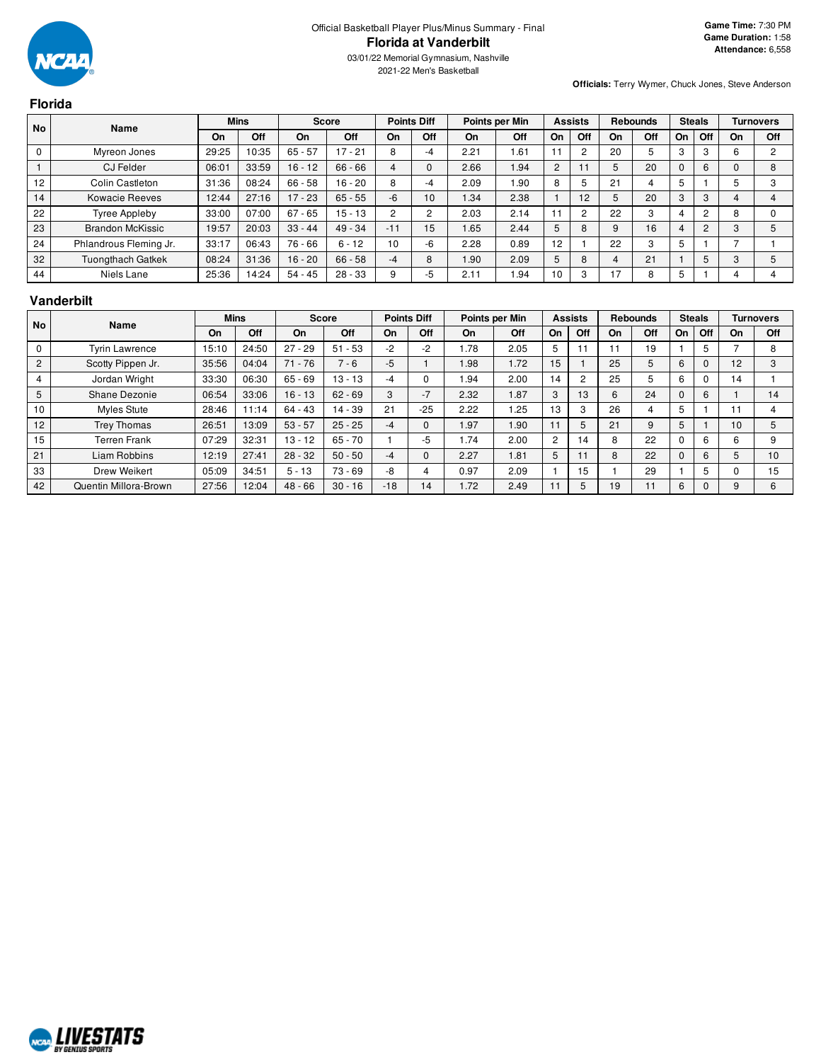Official Basketball Player Plus/Minus Summary - Final

# Florida at Vanderbilt

03/01/22 Memorial Gymnasium, Nashville

2021-22 Men's Basketball

**Game Time:** 7:30 PM
**Game Duration:** 1:58
**Attendance:** 6,558

**Officials:** Terry Wymer, Chuck Jones, Steve Anderson

## Florida

| No | Name | Mins | | Score | | Points Diff | | Points per Min | | Assists | | Rebounds | | Steals | | Turnovers | |
|---|---|---|---|---|---|---|---|---|---|---|---|---|---|---|---|---|---|
| | | On | Off | On | Off | On | Off | On | Off | On | Off | On | Off | On | Off | On | Off |
| 0 | Myreon Jones | 29:25 | 10:35 | 65 - 57 | 17 - 21 | 8 | -4 | 2.21 | 1.61 | 11 | 2 | 20 | 5 | 3 | 3 | 6 | 2 |
| 1 | CJ Felder | 06:01 | 33:59 | 16 - 12 | 66 - 66 | 4 | 0 | 2.66 | 1.94 | 2 | 11 | 5 | 20 | 0 | 6 | 0 | 8 |
| 12 | Colin Castleton | 31:36 | 08:24 | 66 - 58 | 16 - 20 | 8 | -4 | 2.09 | 1.90 | 8 | 5 | 21 | 4 | 5 | 1 | 5 | 3 |
| 14 | Kowacie Reeves | 12:44 | 27:16 | 17 - 23 | 65 - 55 | -6 | 10 | 1.34 | 2.38 | 1 | 12 | 5 | 20 | 3 | 3 | 4 | 4 |
| 22 | Tyree Appleby | 33:00 | 07:00 | 67 - 65 | 15 - 13 | 2 | 2 | 2.03 | 2.14 | 11 | 2 | 22 | 3 | 4 | 2 | 8 | 0 |
| 23 | Brandon McKissic | 19:57 | 20:03 | 33 - 44 | 49 - 34 | -11 | 15 | 1.65 | 2.44 | 5 | 8 | 9 | 16 | 4 | 2 | 3 | 5 |
| 24 | Phlandrous Fleming Jr. | 33:17 | 06:43 | 76 - 66 | 6 - 12 | 10 | -6 | 2.28 | 0.89 | 12 | 1 | 22 | 3 | 5 | 1 | 7 | 1 |
| 32 | Tuongthach Gatkek | 08:24 | 31:36 | 16 - 20 | 66 - 58 | -4 | 8 | 1.90 | 2.09 | 5 | 8 | 4 | 21 | 1 | 5 | 3 | 5 |
| 44 | Niels Lane | 25:36 | 14:24 | 54 - 45 | 28 - 33 | 9 | -5 | 2.11 | 1.94 | 10 | 3 | 17 | 8 | 5 | 1 | 4 | 4 |

## Vanderbilt

| No | Name | Mins | | Score | | Points Diff | | Points per Min | | Assists | | Rebounds | | Steals | | Turnovers | |
|---|---|---|---|---|---|---|---|---|---|---|---|---|---|---|---|---|---|
| | | On | Off | On | Off | On | Off | On | Off | On | Off | On | Off | On | Off | On | Off |
| 0 | Tyrin Lawrence | 15:10 | 24:50 | 27 - 29 | 51 - 53 | -2 | -2 | 1.78 | 2.05 | 5 | 11 | 11 | 19 | 1 | 5 | 7 | 8 |
| 2 | Scotty Pippen Jr. | 35:56 | 04:04 | 71 - 76 | 7 - 6 | -5 | 1 | 1.98 | 1.72 | 15 | 1 | 25 | 5 | 6 | 0 | 12 | 3 |
| 4 | Jordan Wright | 33:30 | 06:30 | 65 - 69 | 13 - 13 | -4 | 0 | 1.94 | 2.00 | 14 | 2 | 25 | 5 | 6 | 0 | 14 | 1 |
| 5 | Shane Dezonie | 06:54 | 33:06 | 16 - 13 | 62 - 69 | 3 | -7 | 2.32 | 1.87 | 3 | 13 | 6 | 24 | 0 | 6 | 1 | 14 |
| 10 | Myles Stute | 28:46 | 11:14 | 64 - 43 | 14 - 39 | 21 | -25 | 2.22 | 1.25 | 13 | 3 | 26 | 4 | 5 | 1 | 11 | 4 |
| 12 | Trey Thomas | 26:51 | 13:09 | 53 - 57 | 25 - 25 | -4 | 0 | 1.97 | 1.90 | 11 | 5 | 21 | 9 | 5 | 1 | 10 | 5 |
| 15 | Terren Frank | 07:29 | 32:31 | 13 - 12 | 65 - 70 | 1 | -5 | 1.74 | 2.00 | 2 | 14 | 8 | 22 | 0 | 6 | 6 | 9 |
| 21 | Liam Robbins | 12:19 | 27:41 | 28 - 32 | 50 - 50 | -4 | 0 | 2.27 | 1.81 | 5 | 11 | 8 | 22 | 0 | 6 | 5 | 10 |
| 33 | Drew Weikert | 05:09 | 34:51 | 5 - 13 | 73 - 69 | -8 | 4 | 0.97 | 2.09 | 1 | 15 | 1 | 29 | 1 | 5 | 0 | 15 |
| 42 | Quentin Millora-Brown | 27:56 | 12:04 | 48 - 66 | 30 - 16 | -18 | 14 | 1.72 | 2.49 | 11 | 5 | 19 | 11 | 6 | 0 | 9 | 6 |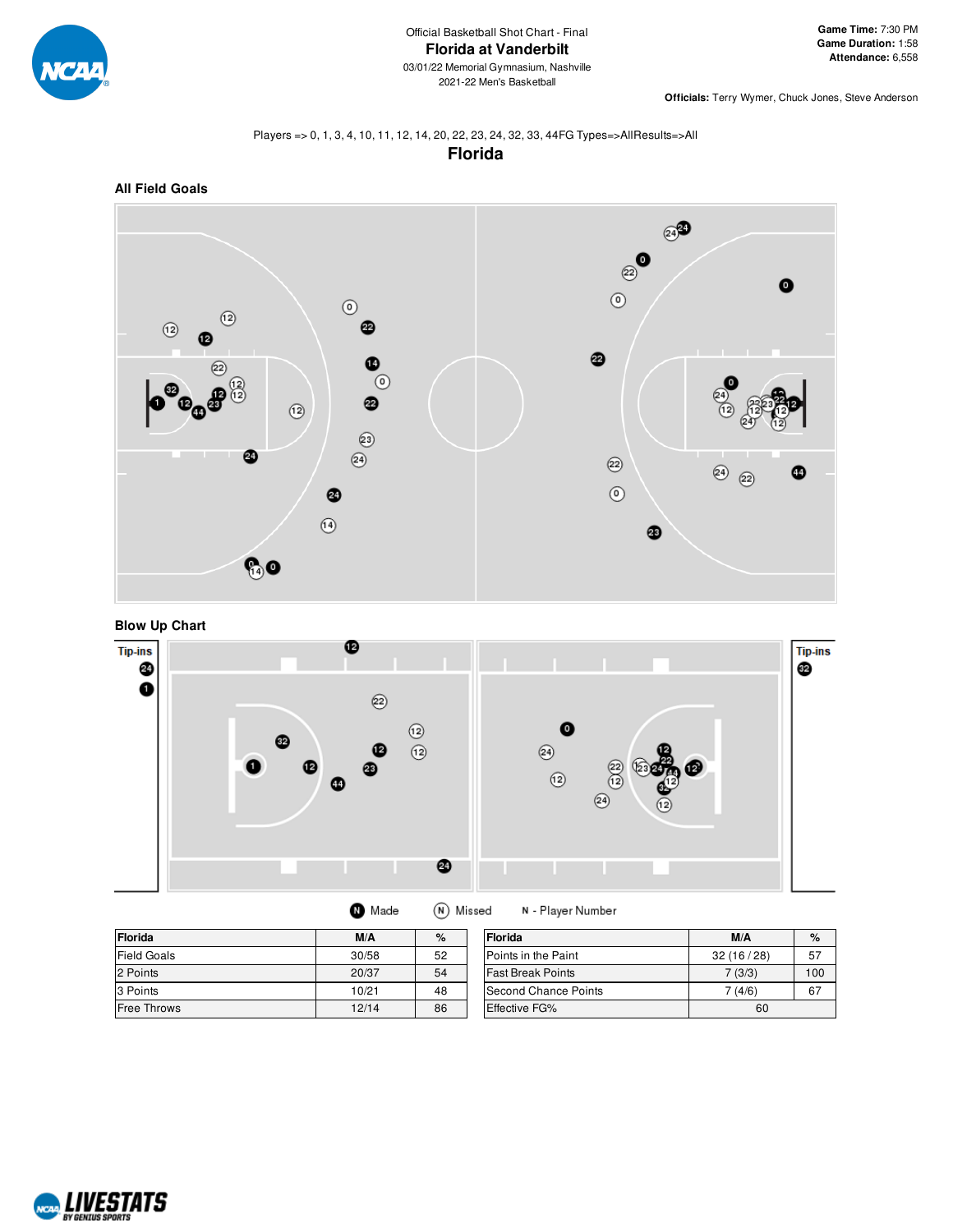Official Basketball Shot Chart - Final

# Florida at Vanderbilt

03/01/22 Memorial Gymnasium, Nashville

2021-22 Men's Basketball

**Game Time:** 7:30 PM
**Game Duration:** 1:58
**Attendance:** 6,558

**Officials:** Terry Wymer, Chuck Jones, Steve Anderson

Players => 0, 1, 3, 4, 10, 11, 12, 14, 20, 22, 23, 24, 32, 33, 44FG Types=>AllResults=>All

## Florida

### All Field Goals

### Blow Up Chart

Tip-ins

Tip-ins

Made   Missed   N - Player Number

| Florida | M/A | % |
| --- | --- | --- |
| Field Goals | 30/58 | 52 |
| 2 Points | 20/37 | 54 |
| 3 Points | 10/21 | 48 |
| Free Throws | 12/14 | 86 |

| Florida | M/A | % |
| --- | --- | --- |
| Points in the Paint | 32 (16 / 28) | 57 |
| Fast Break Points | 7 (3/3) | 100 |
| Second Chance Points | 7 (4/6) | 67 |
| Effective FG% | 60 | |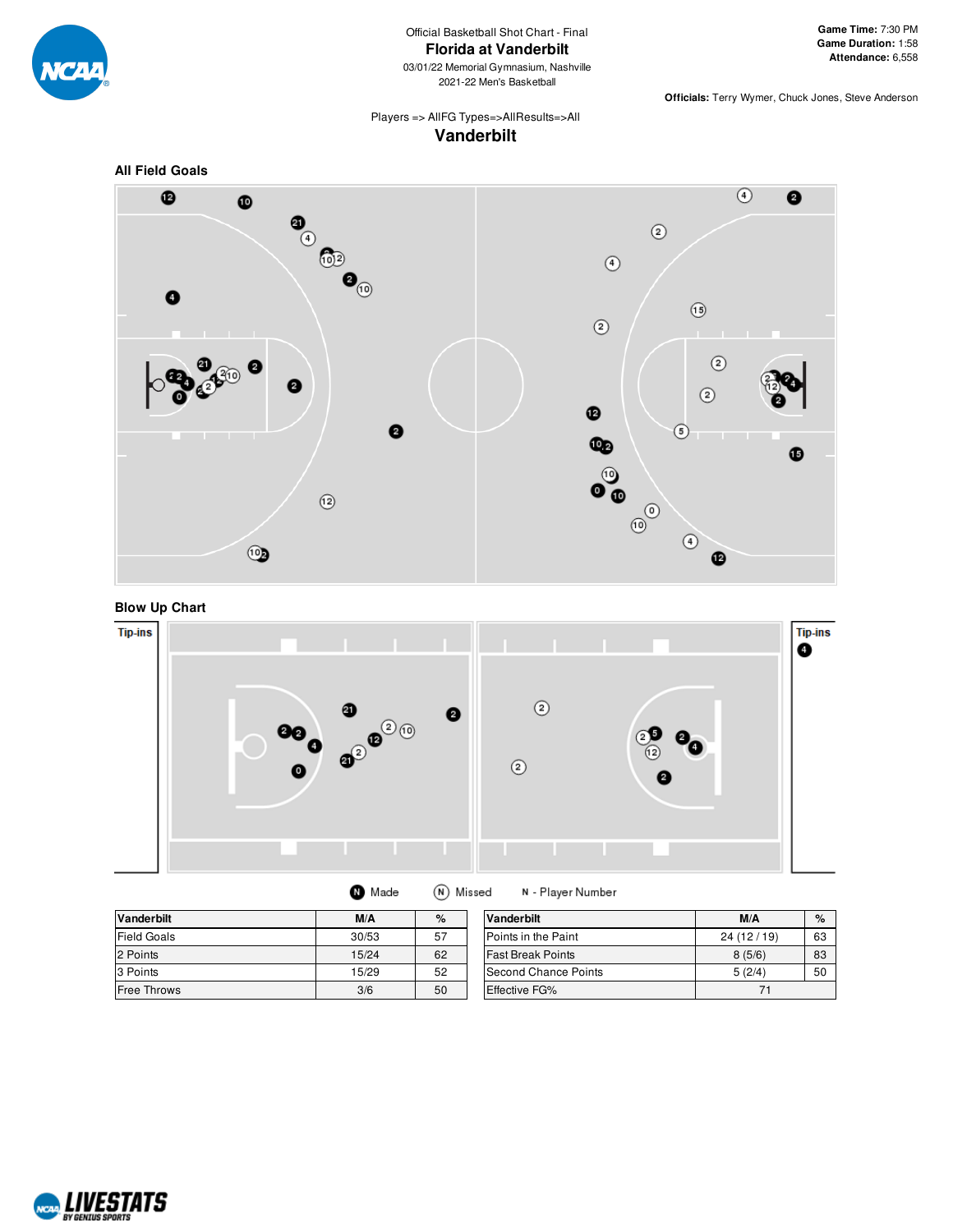Official Basketball Shot Chart - Final

# Florida at Vanderbilt

03/01/22 Memorial Gymnasium, Nashville

2021-22 Men's Basketball

**Game Time:** 7:30 PM
**Game Duration:** 1:58
**Attendance:** 6,558

**Officials:** Terry Wymer, Chuck Jones, Steve Anderson

Players => AllFG Types=>AllResults=>All

## Vanderbilt

### All Field Goals

### Blow Up Chart

Tip-ins

Tip-ins

Made | Missed | N - Player Number

| Vanderbilt | M/A | % |
|---|---|---|
| Field Goals | 30/53 | 57 |
| 2 Points | 15/24 | 62 |
| 3 Points | 15/29 | 52 |
| Free Throws | 3/6 | 50 |

| Vanderbilt | M/A | % |
|---|---|---|
| Points in the Paint | 24 (12 / 19) | 63 |
| Fast Break Points | 8 (5/6) | 83 |
| Second Chance Points | 5 (2/4) | 50 |
| Effective FG% | 71 | |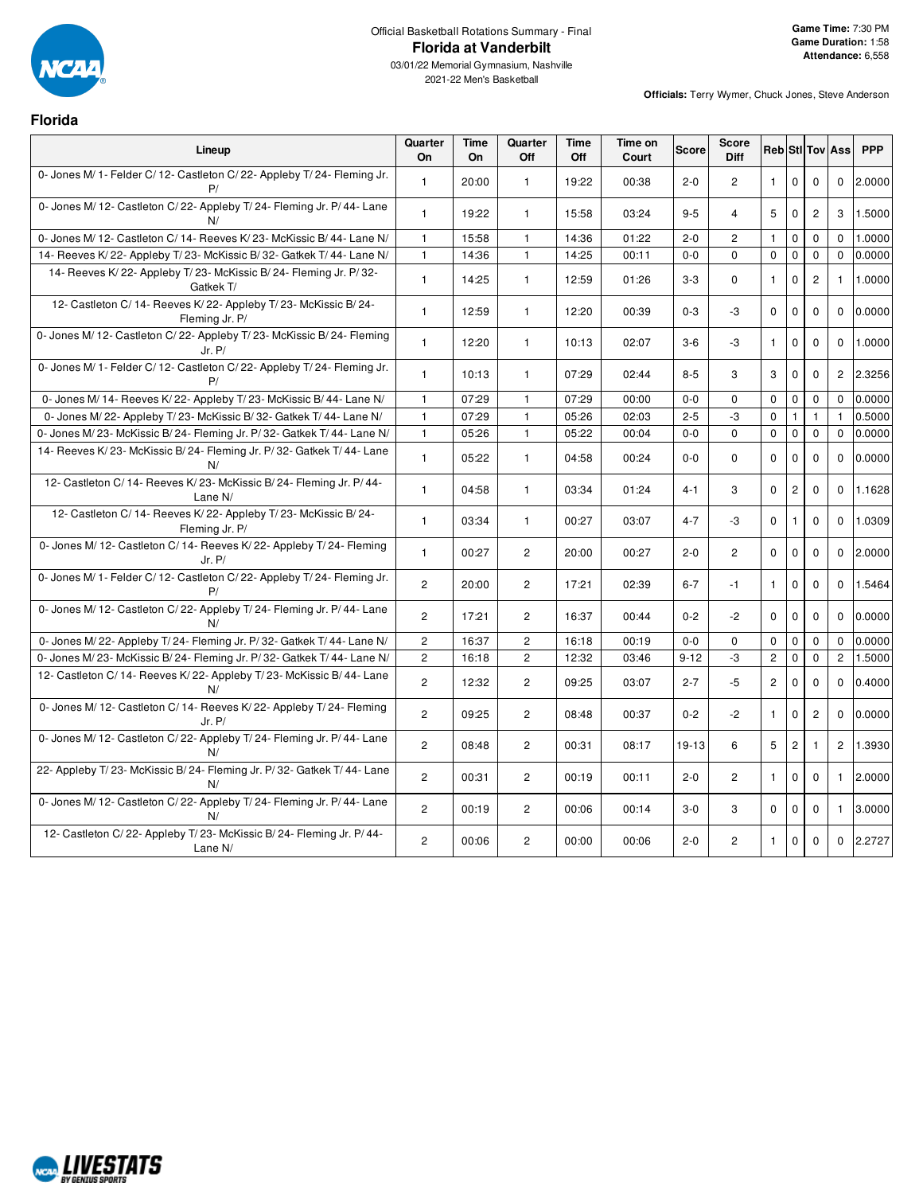Official Basketball Rotations Summary - Final

# Florida at Vanderbilt

03/01/22 Memorial Gymnasium, Nashville
2021-22 Men's Basketball

**Game Time:** 7:30 PM
**Game Duration:** 1:58
**Attendance:** 6,558

**Officials:** Terry Wymer, Chuck Jones, Steve Anderson

## Florida

| Lineup | Quarter On | Time On | Quarter Off | Time Off | Time on Court | Score | Score Diff | Reb | Stl | Tov | Ass | PPP |
|---|---|---|---|---|---|---|---|---|---|---|---|---|
| 0- Jones M/ 1- Felder C/ 12- Castleton C/ 22- Appleby T/ 24- Fleming Jr. P/ | 1 | 20:00 | 1 | 19:22 | 00:38 | 2-0 | 2 | 1 | 0 | 0 | 0 | 2.0000 |
| 0- Jones M/ 12- Castleton C/ 22- Appleby T/ 24- Fleming Jr. P/ 44- Lane N/ | 1 | 19:22 | 1 | 15:58 | 03:24 | 9-5 | 4 | 5 | 0 | 2 | 3 | 1.5000 |
| 0- Jones M/ 12- Castleton C/ 14- Reeves K/ 23- McKissic B/ 44- Lane N/ | 1 | 15:58 | 1 | 14:36 | 01:22 | 2-0 | 2 | 1 | 0 | 0 | 0 | 1.0000 |
| 14- Reeves K/ 22- Appleby T/ 23- McKissic B/ 32- Gatkek T/ 44- Lane N/ | 1 | 14:36 | 1 | 14:25 | 00:11 | 0-0 | 0 | 0 | 0 | 0 | 0 | 0.0000 |
| 14- Reeves K/ 22- Appleby T/ 23- McKissic B/ 24- Fleming Jr. P/ 32- Gatkek T/ | 1 | 14:25 | 1 | 12:59 | 01:26 | 3-3 | 0 | 1 | 0 | 2 | 1 | 1.0000 |
| 12- Castleton C/ 14- Reeves K/ 22- Appleby T/ 23- McKissic B/ 24- Fleming Jr. P/ | 1 | 12:59 | 1 | 12:20 | 00:39 | 0-3 | -3 | 0 | 0 | 0 | 0 | 0.0000 |
| 0- Jones M/ 12- Castleton C/ 22- Appleby T/ 23- McKissic B/ 24- Fleming Jr. P/ | 1 | 12:20 | 1 | 10:13 | 02:07 | 3-6 | -3 | 1 | 0 | 0 | 0 | 1.0000 |
| 0- Jones M/ 1- Felder C/ 12- Castleton C/ 22- Appleby T/ 24- Fleming Jr. P/ | 1 | 10:13 | 1 | 07:29 | 02:44 | 8-5 | 3 | 3 | 0 | 0 | 2 | 2.3256 |
| 0- Jones M/ 14- Reeves K/ 22- Appleby T/ 23- McKissic B/ 44- Lane N/ | 1 | 07:29 | 1 | 07:29 | 00:00 | 0-0 | 0 | 0 | 0 | 0 | 0 | 0.0000 |
| 0- Jones M/ 22- Appleby T/ 23- McKissic B/ 32- Gatkek T/ 44- Lane N/ | 1 | 07:29 | 1 | 05:26 | 02:03 | 2-5 | -3 | 0 | 1 | 1 | 1 | 0.5000 |
| 0- Jones M/ 23- McKissic B/ 24- Fleming Jr. P/ 32- Gatkek T/ 44- Lane N/ | 1 | 05:26 | 1 | 05:22 | 00:04 | 0-0 | 0 | 0 | 0 | 0 | 0 | 0.0000 |
| 14- Reeves K/ 23- McKissic B/ 24- Fleming Jr. P/ 32- Gatkek T/ 44- Lane N/ | 1 | 05:22 | 1 | 04:58 | 00:24 | 0-0 | 0 | 0 | 0 | 0 | 0 | 0.0000 |
| 12- Castleton C/ 14- Reeves K/ 23- McKissic B/ 24- Fleming Jr. P/ 44- Lane N/ | 1 | 04:58 | 1 | 03:34 | 01:24 | 4-1 | 3 | 0 | 2 | 0 | 0 | 1.1628 |
| 12- Castleton C/ 14- Reeves K/ 22- Appleby T/ 23- McKissic B/ 24- Fleming Jr. P/ | 1 | 03:34 | 1 | 00:27 | 03:07 | 4-7 | -3 | 0 | 1 | 0 | 0 | 1.0309 |
| 0- Jones M/ 12- Castleton C/ 14- Reeves K/ 22- Appleby T/ 24- Fleming Jr. P/ | 1 | 00:27 | 2 | 20:00 | 00:27 | 2-0 | 2 | 0 | 0 | 0 | 0 | 2.0000 |
| 0- Jones M/ 1- Felder C/ 12- Castleton C/ 22- Appleby T/ 24- Fleming Jr. P/ | 2 | 20:00 | 2 | 17:21 | 02:39 | 6-7 | -1 | 1 | 0 | 0 | 0 | 1.5464 |
| 0- Jones M/ 12- Castleton C/ 22- Appleby T/ 24- Fleming Jr. P/ 44- Lane N/ | 2 | 17:21 | 2 | 16:37 | 00:44 | 0-2 | -2 | 0 | 0 | 0 | 0 | 0.0000 |
| 0- Jones M/ 22- Appleby T/ 24- Fleming Jr. P/ 32- Gatkek T/ 44- Lane N/ | 2 | 16:37 | 2 | 16:18 | 00:19 | 0-0 | 0 | 0 | 0 | 0 | 0 | 0.0000 |
| 0- Jones M/ 23- McKissic B/ 24- Fleming Jr. P/ 32- Gatkek T/ 44- Lane N/ | 2 | 16:18 | 2 | 12:32 | 03:46 | 9-12 | -3 | 2 | 0 | 0 | 2 | 1.5000 |
| 12- Castleton C/ 14- Reeves K/ 22- Appleby T/ 23- McKissic B/ 44- Lane N/ | 2 | 12:32 | 2 | 09:25 | 03:07 | 2-7 | -5 | 2 | 0 | 0 | 0 | 0.4000 |
| 0- Jones M/ 12- Castleton C/ 14- Reeves K/ 22- Appleby T/ 24- Fleming Jr. P/ | 2 | 09:25 | 2 | 08:48 | 00:37 | 0-2 | -2 | 1 | 0 | 2 | 0 | 0.0000 |
| 0- Jones M/ 12- Castleton C/ 22- Appleby T/ 24- Fleming Jr. P/ 44- Lane N/ | 2 | 08:48 | 2 | 00:31 | 08:17 | 19-13 | 6 | 5 | 2 | 1 | 2 | 1.3930 |
| 22- Appleby T/ 23- McKissic B/ 24- Fleming Jr. P/ 32- Gatkek T/ 44- Lane N/ | 2 | 00:31 | 2 | 00:19 | 00:11 | 2-0 | 2 | 1 | 0 | 0 | 1 | 2.0000 |
| 0- Jones M/ 12- Castleton C/ 22- Appleby T/ 24- Fleming Jr. P/ 44- Lane N/ | 2 | 00:19 | 2 | 00:06 | 00:14 | 3-0 | 3 | 0 | 0 | 0 | 1 | 3.0000 |
| 12- Castleton C/ 22- Appleby T/ 23- McKissic B/ 24- Fleming Jr. P/ 44- Lane N/ | 2 | 00:06 | 2 | 00:00 | 00:06 | 2-0 | 2 | 1 | 0 | 0 | 0 | 2.2727 |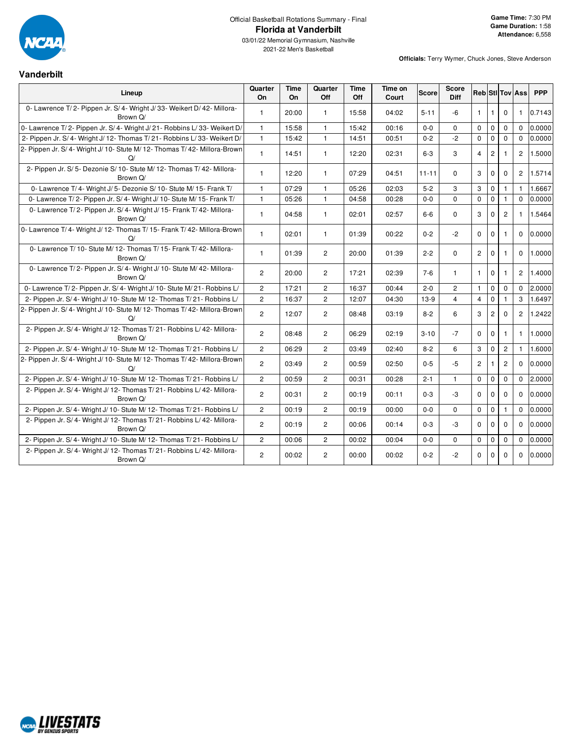Official Basketball Rotations Summary - Final

# Florida at Vanderbilt

03/01/22 Memorial Gymnasium, Nashville

2021-22 Men's Basketball

**Game Time:** 7:30 PM
**Game Duration:** 1:58
**Attendance:** 6,558

**Officials:** Terry Wymer, Chuck Jones, Steve Anderson

## Vanderbilt

| Lineup | Quarter On | Time On | Quarter Off | Time Off | Time on Court | Score | Score Diff | Reb | Stl | Tov | Ass | PPP |
|---|---|---|---|---|---|---|---|---|---|---|---|---|
| 0- Lawrence T/ 2- Pippen Jr. S/ 4- Wright J/ 33- Weikert D/ 42- Millora-Brown Q/ | 1 | 20:00 | 1 | 15:58 | 04:02 | 5-11 | -6 | 1 | 1 | 0 | 1 | 0.7143 |
| 0- Lawrence T/ 2- Pippen Jr. S/ 4- Wright J/ 21- Robbins L/ 33- Weikert D/ | 1 | 15:58 | 1 | 15:42 | 00:16 | 0-0 | 0 | 0 | 0 | 0 | 0 | 0.0000 |
| 2- Pippen Jr. S/ 4- Wright J/ 12- Thomas T/ 21- Robbins L/ 33- Weikert D/ | 1 | 15:42 | 1 | 14:51 | 00:51 | 0-2 | -2 | 0 | 0 | 0 | 0 | 0.0000 |
| 2- Pippen Jr. S/ 4- Wright J/ 10- Stute M/ 12- Thomas T/ 42- Millora-Brown Q/ | 1 | 14:51 | 1 | 12:20 | 02:31 | 6-3 | 3 | 4 | 2 | 1 | 2 | 1.5000 |
| 2- Pippen Jr. S/ 5- Dezonie S/ 10- Stute M/ 12- Thomas T/ 42- Millora-Brown Q/ | 1 | 12:20 | 1 | 07:29 | 04:51 | 11-11 | 0 | 3 | 0 | 0 | 2 | 1.5714 |
| 0- Lawrence T/ 4- Wright J/ 5- Dezonie S/ 10- Stute M/ 15- Frank T/ | 1 | 07:29 | 1 | 05:26 | 02:03 | 5-2 | 3 | 3 | 0 | 1 | 1 | 1.6667 |
| 0- Lawrence T/ 2- Pippen Jr. S/ 4- Wright J/ 10- Stute M/ 15- Frank T/ | 1 | 05:26 | 1 | 04:58 | 00:28 | 0-0 | 0 | 0 | 0 | 1 | 0 | 0.0000 |
| 0- Lawrence T/ 2- Pippen Jr. S/ 4- Wright J/ 15- Frank T/ 42- Millora-Brown Q/ | 1 | 04:58 | 1 | 02:01 | 02:57 | 6-6 | 0 | 3 | 0 | 2 | 1 | 1.5464 |
| 0- Lawrence T/ 4- Wright J/ 12- Thomas T/ 15- Frank T/ 42- Millora-Brown Q/ | 1 | 02:01 | 1 | 01:39 | 00:22 | 0-2 | -2 | 0 | 0 | 1 | 0 | 0.0000 |
| 0- Lawrence T/ 10- Stute M/ 12- Thomas T/ 15- Frank T/ 42- Millora-Brown Q/ | 1 | 01:39 | 2 | 20:00 | 01:39 | 2-2 | 0 | 2 | 0 | 1 | 0 | 1.0000 |
| 0- Lawrence T/ 2- Pippen Jr. S/ 4- Wright J/ 10- Stute M/ 42- Millora-Brown Q/ | 2 | 20:00 | 2 | 17:21 | 02:39 | 7-6 | 1 | 1 | 0 | 1 | 2 | 1.4000 |
| 0- Lawrence T/ 2- Pippen Jr. S/ 4- Wright J/ 10- Stute M/ 21- Robbins L/ | 2 | 17:21 | 2 | 16:37 | 00:44 | 2-0 | 2 | 1 | 0 | 0 | 0 | 2.0000 |
| 2- Pippen Jr. S/ 4- Wright J/ 10- Stute M/ 12- Thomas T/ 21- Robbins L/ | 2 | 16:37 | 2 | 12:07 | 04:30 | 13-9 | 4 | 4 | 0 | 1 | 3 | 1.6497 |
| 2- Pippen Jr. S/ 4- Wright J/ 10- Stute M/ 12- Thomas T/ 42- Millora-Brown Q/ | 2 | 12:07 | 2 | 08:48 | 03:19 | 8-2 | 6 | 3 | 2 | 0 | 2 | 1.2422 |
| 2- Pippen Jr. S/ 4- Wright J/ 12- Thomas T/ 21- Robbins L/ 42- Millora-Brown Q/ | 2 | 08:48 | 2 | 06:29 | 02:19 | 3-10 | -7 | 0 | 0 | 1 | 1 | 1.0000 |
| 2- Pippen Jr. S/ 4- Wright J/ 10- Stute M/ 12- Thomas T/ 21- Robbins L/ | 2 | 06:29 | 2 | 03:49 | 02:40 | 8-2 | 6 | 3 | 0 | 2 | 1 | 1.6000 |
| 2- Pippen Jr. S/ 4- Wright J/ 10- Stute M/ 12- Thomas T/ 42- Millora-Brown Q/ | 2 | 03:49 | 2 | 00:59 | 02:50 | 0-5 | -5 | 2 | 1 | 2 | 0 | 0.0000 |
| 2- Pippen Jr. S/ 4- Wright J/ 10- Stute M/ 12- Thomas T/ 21- Robbins L/ | 2 | 00:59 | 2 | 00:31 | 00:28 | 2-1 | 1 | 0 | 0 | 0 | 0 | 2.0000 |
| 2- Pippen Jr. S/ 4- Wright J/ 12- Thomas T/ 21- Robbins L/ 42- Millora-Brown Q/ | 2 | 00:31 | 2 | 00:19 | 00:11 | 0-3 | -3 | 0 | 0 | 0 | 0 | 0.0000 |
| 2- Pippen Jr. S/ 4- Wright J/ 10- Stute M/ 12- Thomas T/ 21- Robbins L/ | 2 | 00:19 | 2 | 00:19 | 00:00 | 0-0 | 0 | 0 | 0 | 1 | 0 | 0.0000 |
| 2- Pippen Jr. S/ 4- Wright J/ 12- Thomas T/ 21- Robbins L/ 42- Millora-Brown Q/ | 2 | 00:19 | 2 | 00:06 | 00:14 | 0-3 | -3 | 0 | 0 | 0 | 0 | 0.0000 |
| 2- Pippen Jr. S/ 4- Wright J/ 10- Stute M/ 12- Thomas T/ 21- Robbins L/ | 2 | 00:06 | 2 | 00:02 | 00:04 | 0-0 | 0 | 0 | 0 | 0 | 0 | 0.0000 |
| 2- Pippen Jr. S/ 4- Wright J/ 12- Thomas T/ 21- Robbins L/ 42- Millora-Brown Q/ | 2 | 00:02 | 2 | 00:00 | 00:02 | 0-2 | -2 | 0 | 0 | 0 | 0 | 0.0000 |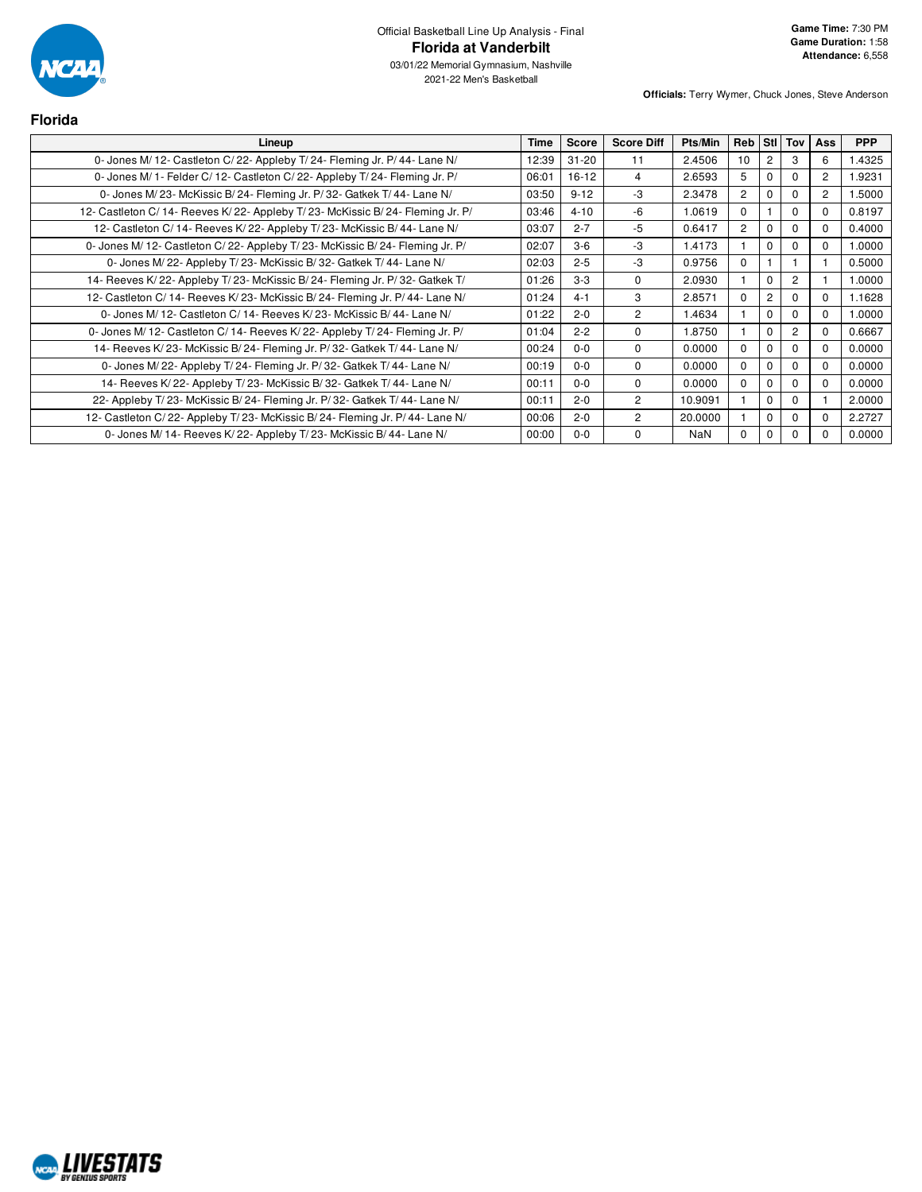Official Basketball Line Up Analysis - Final

# Florida at Vanderbilt

03/01/22 Memorial Gymnasium, Nashville

2021-22 Men's Basketball

**Game Time:** 7:30 PM
**Game Duration:** 1:58
**Attendance:** 6,558

**Officials:** Terry Wymer, Chuck Jones, Steve Anderson

## Florida

| Lineup | Time | Score | Score Diff | Pts/Min | Reb | Stl | Tov | Ass | PPP |
|---|---|---|---|---|---|---|---|---|---|
| 0- Jones M/ 12- Castleton C/ 22- Appleby T/ 24- Fleming Jr. P/ 44- Lane N/ | 12:39 | 31-20 | 11 | 2.4506 | 10 | 2 | 3 | 6 | 1.4325 |
| 0- Jones M/ 1- Felder C/ 12- Castleton C/ 22- Appleby T/ 24- Fleming Jr. P/ | 06:01 | 16-12 | 4 | 2.6593 | 5 | 0 | 0 | 2 | 1.9231 |
| 0- Jones M/ 23- McKissic B/ 24- Fleming Jr. P/ 32- Gatkek T/ 44- Lane N/ | 03:50 | 9-12 | -3 | 2.3478 | 2 | 0 | 0 | 2 | 1.5000 |
| 12- Castleton C/ 14- Reeves K/ 22- Appleby T/ 23- McKissic B/ 24- Fleming Jr. P/ | 03:46 | 4-10 | -6 | 1.0619 | 0 | 1 | 0 | 0 | 0.8197 |
| 12- Castleton C/ 14- Reeves K/ 22- Appleby T/ 23- McKissic B/ 44- Lane N/ | 03:07 | 2-7 | -5 | 0.6417 | 2 | 0 | 0 | 0 | 0.4000 |
| 0- Jones M/ 12- Castleton C/ 22- Appleby T/ 23- McKissic B/ 24- Fleming Jr. P/ | 02:07 | 3-6 | -3 | 1.4173 | 1 | 0 | 0 | 0 | 1.0000 |
| 0- Jones M/ 22- Appleby T/ 23- McKissic B/ 32- Gatkek T/ 44- Lane N/ | 02:03 | 2-5 | -3 | 0.9756 | 0 | 1 | 1 | 1 | 0.5000 |
| 14- Reeves K/ 22- Appleby T/ 23- McKissic B/ 24- Fleming Jr. P/ 32- Gatkek T/ | 01:26 | 3-3 | 0 | 2.0930 | 1 | 0 | 2 | 1 | 1.0000 |
| 12- Castleton C/ 14- Reeves K/ 23- McKissic B/ 24- Fleming Jr. P/ 44- Lane N/ | 01:24 | 4-1 | 3 | 2.8571 | 0 | 2 | 0 | 0 | 1.1628 |
| 0- Jones M/ 12- Castleton C/ 14- Reeves K/ 23- McKissic B/ 44- Lane N/ | 01:22 | 2-0 | 2 | 1.4634 | 1 | 0 | 0 | 0 | 1.0000 |
| 0- Jones M/ 12- Castleton C/ 14- Reeves K/ 22- Appleby T/ 24- Fleming Jr. P/ | 01:04 | 2-2 | 0 | 1.8750 | 1 | 0 | 2 | 0 | 0.6667 |
| 14- Reeves K/ 23- McKissic B/ 24- Fleming Jr. P/ 32- Gatkek T/ 44- Lane N/ | 00:24 | 0-0 | 0 | 0.0000 | 0 | 0 | 0 | 0 | 0.0000 |
| 0- Jones M/ 22- Appleby T/ 24- Fleming Jr. P/ 32- Gatkek T/ 44- Lane N/ | 00:19 | 0-0 | 0 | 0.0000 | 0 | 0 | 0 | 0 | 0.0000 |
| 14- Reeves K/ 22- Appleby T/ 23- McKissic B/ 32- Gatkek T/ 44- Lane N/ | 00:11 | 0-0 | 0 | 0.0000 | 0 | 0 | 0 | 0 | 0.0000 |
| 22- Appleby T/ 23- McKissic B/ 24- Fleming Jr. P/ 32- Gatkek T/ 44- Lane N/ | 00:11 | 2-0 | 2 | 10.9091 | 1 | 0 | 0 | 1 | 2.0000 |
| 12- Castleton C/ 22- Appleby T/ 23- McKissic B/ 24- Fleming Jr. P/ 44- Lane N/ | 00:06 | 2-0 | 2 | 20.0000 | 1 | 0 | 0 | 0 | 2.2727 |
| 0- Jones M/ 14- Reeves K/ 22- Appleby T/ 23- McKissic B/ 44- Lane N/ | 00:00 | 0-0 | 0 | NaN | 0 | 0 | 0 | 0 | 0.0000 |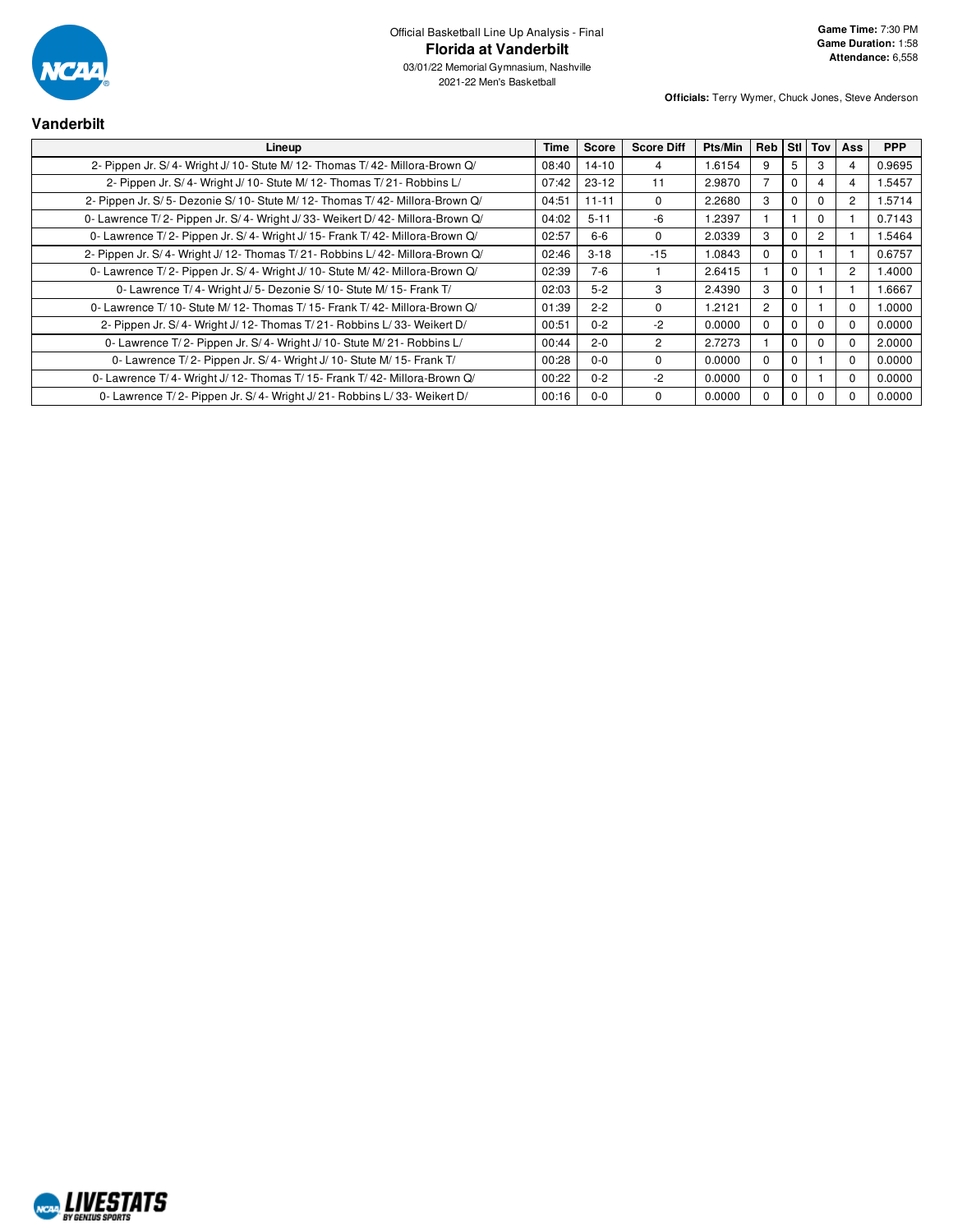Official Basketball Line Up Analysis - Final

# Florida at Vanderbilt

03/01/22 Memorial Gymnasium, Nashville

2021-22 Men's Basketball

**Game Time:** 7:30 PM
**Game Duration:** 1:58
**Attendance:** 6,558

**Officials:** Terry Wymer, Chuck Jones, Steve Anderson

## Vanderbilt

| Lineup | Time | Score | Score Diff | Pts/Min | Reb | Stl | Tov | Ass | PPP |
|---|---|---|---|---|---|---|---|---|---|
| 2- Pippen Jr. S/ 4- Wright J/ 10- Stute M/ 12- Thomas T/ 42- Millora-Brown Q/ | 08:40 | 14-10 | 4 | 1.6154 | 9 | 5 | 3 | 4 | 0.9695 |
| 2- Pippen Jr. S/ 4- Wright J/ 10- Stute M/ 12- Thomas T/ 21- Robbins L/ | 07:42 | 23-12 | 11 | 2.9870 | 7 | 0 | 4 | 4 | 1.5457 |
| 2- Pippen Jr. S/ 5- Dezonie S/ 10- Stute M/ 12- Thomas T/ 42- Millora-Brown Q/ | 04:51 | 11-11 | 0 | 2.2680 | 3 | 0 | 0 | 2 | 1.5714 |
| 0- Lawrence T/ 2- Pippen Jr. S/ 4- Wright J/ 33- Weikert D/ 42- Millora-Brown Q/ | 04:02 | 5-11 | -6 | 1.2397 | 1 | 1 | 0 | 1 | 0.7143 |
| 0- Lawrence T/ 2- Pippen Jr. S/ 4- Wright J/ 15- Frank T/ 42- Millora-Brown Q/ | 02:57 | 6-6 | 0 | 2.0339 | 3 | 0 | 2 | 1 | 1.5464 |
| 2- Pippen Jr. S/ 4- Wright J/ 12- Thomas T/ 21- Robbins L/ 42- Millora-Brown Q/ | 02:46 | 3-18 | -15 | 1.0843 | 0 | 0 | 1 | 1 | 0.6757 |
| 0- Lawrence T/ 2- Pippen Jr. S/ 4- Wright J/ 10- Stute M/ 42- Millora-Brown Q/ | 02:39 | 7-6 | 1 | 2.6415 | 1 | 0 | 1 | 2 | 1.4000 |
| 0- Lawrence T/ 4- Wright J/ 5- Dezonie S/ 10- Stute M/ 15- Frank T/ | 02:03 | 5-2 | 3 | 2.4390 | 3 | 0 | 1 | 1 | 1.6667 |
| 0- Lawrence T/ 10- Stute M/ 12- Thomas T/ 15- Frank T/ 42- Millora-Brown Q/ | 01:39 | 2-2 | 0 | 1.2121 | 2 | 0 | 1 | 0 | 1.0000 |
| 2- Pippen Jr. S/ 4- Wright J/ 12- Thomas T/ 21- Robbins L/ 33- Weikert D/ | 00:51 | 0-2 | -2 | 0.0000 | 0 | 0 | 0 | 0 | 0.0000 |
| 0- Lawrence T/ 2- Pippen Jr. S/ 4- Wright J/ 10- Stute M/ 21- Robbins L/ | 00:44 | 2-0 | 2 | 2.7273 | 1 | 0 | 0 | 0 | 2.0000 |
| 0- Lawrence T/ 2- Pippen Jr. S/ 4- Wright J/ 10- Stute M/ 15- Frank T/ | 00:28 | 0-0 | 0 | 0.0000 | 0 | 0 | 1 | 0 | 0.0000 |
| 0- Lawrence T/ 4- Wright J/ 12- Thomas T/ 15- Frank T/ 42- Millora-Brown Q/ | 00:22 | 0-2 | -2 | 0.0000 | 0 | 0 | 1 | 0 | 0.0000 |
| 0- Lawrence T/ 2- Pippen Jr. S/ 4- Wright J/ 21- Robbins L/ 33- Weikert D/ | 00:16 | 0-0 | 0 | 0.0000 | 0 | 0 | 0 | 0 | 0.0000 |